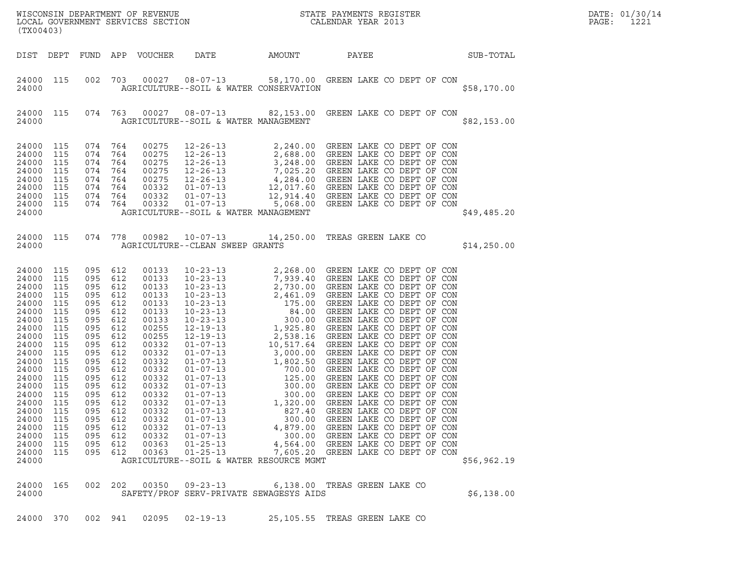WISCONSIN DEPARTMENT OF REVENUE
LOCAL GOVERNMENT SERVICES SECTION
(TX00403)

STATE PAYMENTS REGISTER
CALENDAR YEAR 2013

DATE: 01/30/14

| DIST | DEPT | FUND | APP | VOUCHER | DATE | AMOUNT | PAYEE | SUB-TOTAL |
|---|---|---|---|---|---|---|---|---|
| 24000 | 115 | 002 | 703 | 00027 | 08-07-13 | 58,170.00 | GREEN LAKE CO DEPT OF CON | |
| 24000 | | | | | AGRICULTURE--SOIL & WATER CONSERVATION | | | $58,170.00 |
| 24000 | 115 | 074 | 763 | 00027 | 08-07-13 | 82,153.00 | GREEN LAKE CO DEPT OF CON | |
| 24000 | | | | | AGRICULTURE--SOIL & WATER MANAGEMENT | | | $82,153.00 |
| 24000 | 115 | 074 | 764 | 00275 | 12-26-13 | 2,240.00 | GREEN LAKE CO DEPT OF CON | |
| 24000 | 115 | 074 | 764 | 00275 | 12-26-13 | 2,688.00 | GREEN LAKE CO DEPT OF CON | |
| 24000 | 115 | 074 | 764 | 00275 | 12-26-13 | 3,248.00 | GREEN LAKE CO DEPT OF CON | |
| 24000 | 115 | 074 | 764 | 00275 | 12-26-13 | 7,025.20 | GREEN LAKE CO DEPT OF CON | |
| 24000 | 115 | 074 | 764 | 00275 | 12-26-13 | 4,284.00 | GREEN LAKE CO DEPT OF CON | |
| 24000 | 115 | 074 | 764 | 00332 | 01-07-13 | 12,017.60 | GREEN LAKE CO DEPT OF CON | |
| 24000 | 115 | 074 | 764 | 00332 | 01-07-13 | 12,914.40 | GREEN LAKE CO DEPT OF CON | |
| 24000 | 115 | 074 | 764 | 00332 | 01-07-13 | 5,068.00 | GREEN LAKE CO DEPT OF CON | |
| 24000 | | | | | AGRICULTURE--SOIL & WATER MANAGEMENT | | | $49,485.20 |
| 24000 | 115 | 074 | 778 | 00982 | 10-07-13 | 14,250.00 | TREAS GREEN LAKE CO | |
| 24000 | | | | | AGRICULTURE--CLEAN SWEEP GRANTS | | | $14,250.00 |
| 24000 | 115 | 095 | 612 | 00133 | 10-23-13 | 2,268.00 | GREEN LAKE CO DEPT OF CON | |
| 24000 | 115 | 095 | 612 | 00133 | 10-23-13 | 7,939.40 | GREEN LAKE CO DEPT OF CON | |
| 24000 | 115 | 095 | 612 | 00133 | 10-23-13 | 2,730.00 | GREEN LAKE CO DEPT OF CON | |
| 24000 | 115 | 095 | 612 | 00133 | 10-23-13 | 2,461.09 | GREEN LAKE CO DEPT OF CON | |
| 24000 | 115 | 095 | 612 | 00133 | 10-23-13 | 175.00 | GREEN LAKE CO DEPT OF CON | |
| 24000 | 115 | 095 | 612 | 00133 | 10-23-13 | 84.00 | GREEN LAKE CO DEPT OF CON | |
| 24000 | 115 | 095 | 612 | 00133 | 10-23-13 | 300.00 | GREEN LAKE CO DEPT OF CON | |
| 24000 | 115 | 095 | 612 | 00255 | 12-19-13 | 1,925.80 | GREEN LAKE CO DEPT OF CON | |
| 24000 | 115 | 095 | 612 | 00255 | 12-19-13 | 2,538.16 | GREEN LAKE CO DEPT OF CON | |
| 24000 | 115 | 095 | 612 | 00332 | 01-07-13 | 10,517.64 | GREEN LAKE CO DEPT OF CON | |
| 24000 | 115 | 095 | 612 | 00332 | 01-07-13 | 3,000.00 | GREEN LAKE CO DEPT OF CON | |
| 24000 | 115 | 095 | 612 | 00332 | 01-07-13 | 1,802.50 | GREEN LAKE CO DEPT OF CON | |
| 24000 | 115 | 095 | 612 | 00332 | 01-07-13 | 700.00 | GREEN LAKE CO DEPT OF CON | |
| 24000 | 115 | 095 | 612 | 00332 | 01-07-13 | 125.00 | GREEN LAKE CO DEPT OF CON | |
| 24000 | 115 | 095 | 612 | 00332 | 01-07-13 | 300.00 | GREEN LAKE CO DEPT OF CON | |
| 24000 | 115 | 095 | 612 | 00332 | 01-07-13 | 300.00 | GREEN LAKE CO DEPT OF CON | |
| 24000 | 115 | 095 | 612 | 00332 | 01-07-13 | 1,320.00 | GREEN LAKE CO DEPT OF CON | |
| 24000 | 115 | 095 | 612 | 00332 | 01-07-13 | 827.40 | GREEN LAKE CO DEPT OF CON | |
| 24000 | 115 | 095 | 612 | 00332 | 01-07-13 | 300.00 | GREEN LAKE CO DEPT OF CON | |
| 24000 | 115 | 095 | 612 | 00332 | 01-07-13 | 4,879.00 | GREEN LAKE CO DEPT OF CON | |
| 24000 | 115 | 095 | 612 | 00332 | 01-07-13 | 300.00 | GREEN LAKE CO DEPT OF CON | |
| 24000 | 115 | 095 | 612 | 00363 | 01-25-13 | 4,564.00 | GREEN LAKE CO DEPT OF CON | |
| 24000 | 115 | 095 | 612 | 00363 | 01-25-13 | 7,605.20 | GREEN LAKE CO DEPT OF CON | |
| 24000 | | | | | AGRICULTURE--SOIL & WATER RESOURCE MGMT | | | $56,962.19 |
| 24000 | 165 | 002 | 202 | 00350 | 09-23-13 | 6,138.00 | TREAS GREEN LAKE CO | |
| 24000 | | | | | SAFETY/PROF SERV-PRIVATE SEWAGESYS AIDS | | | $6,138.00 |
| 24000 | 370 | 002 | 941 | 02095 | 02-19-13 | 25,105.55 | TREAS GREEN LAKE CO | |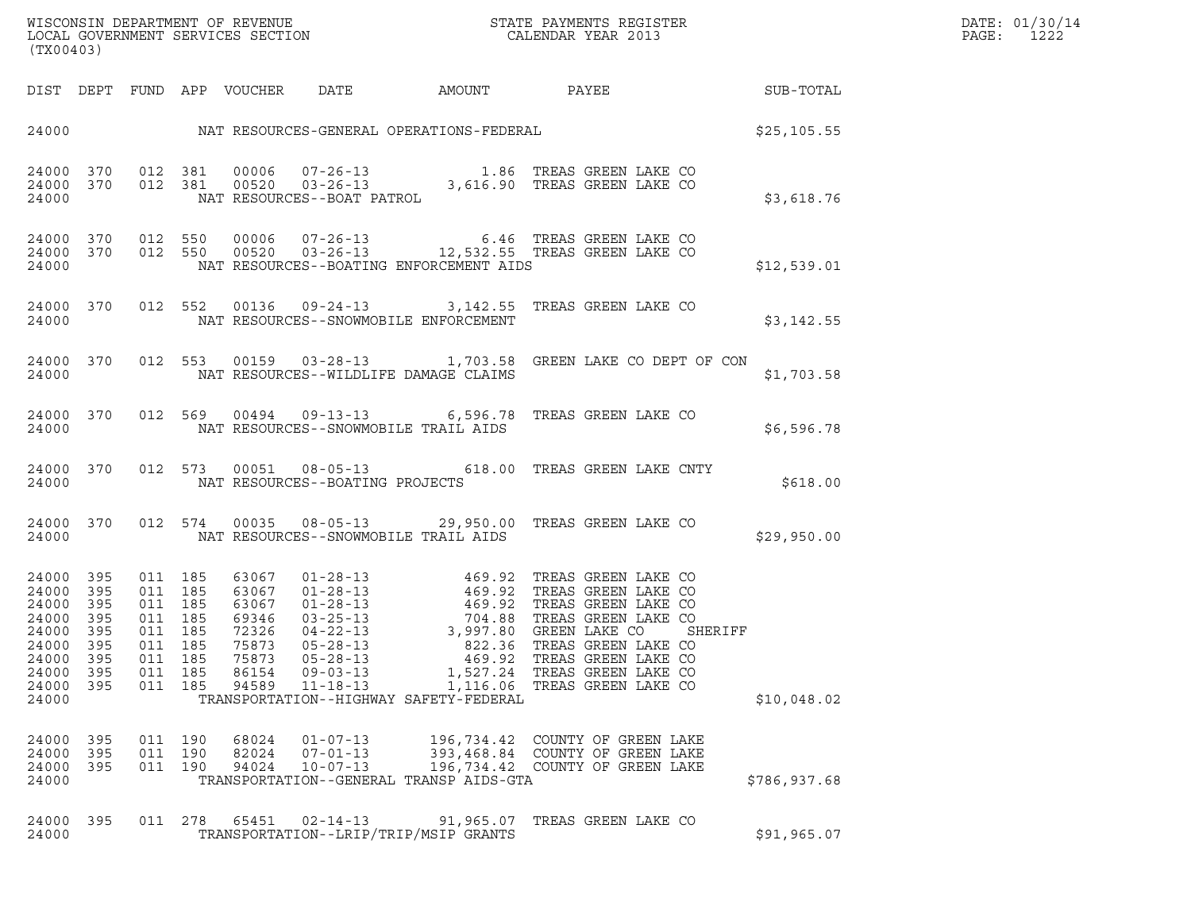| DIST | DEPT | FUND | APP | VOUCHER | DATE | AMOUNT | PAYEE | SUB-TOTAL |
|---|---|---|---|---|---|---|---|---|
| 24000 | | | | | NAT RESOURCES-GENERAL OPERATIONS-FEDERAL | | | $25,105.55 |
| 24000 | 370 | 012 | 381 | 00006 | 07-26-13 | 1.86 | TREAS GREEN LAKE CO | |
| 24000 | 370 | 012 | 381 | 00520 | 03-26-13 | 3,616.90 | TREAS GREEN LAKE CO | |
| 24000 | | | | | NAT RESOURCES--BOAT PATROL | | | $3,618.76 |
| 24000 | 370 | 012 | 550 | 00006 | 07-26-13 | 6.46 | TREAS GREEN LAKE CO | |
| 24000 | 370 | 012 | 550 | 00520 | 03-26-13 | 12,532.55 | TREAS GREEN LAKE CO | |
| 24000 | | | | | NAT RESOURCES--BOATING ENFORCEMENT AIDS | | | $12,539.01 |
| 24000 | 370 | 012 | 552 | 00136 | 09-24-13 | 3,142.55 | TREAS GREEN LAKE CO | |
| 24000 | | | | | NAT RESOURCES--SNOWMOBILE ENFORCEMENT | | | $3,142.55 |
| 24000 | 370 | 012 | 553 | 00159 | 03-28-13 | 1,703.58 | GREEN LAKE CO DEPT OF CON | |
| 24000 | | | | | NAT RESOURCES--WILDLIFE DAMAGE CLAIMS | | | $1,703.58 |
| 24000 | 370 | 012 | 569 | 00494 | 09-13-13 | 6,596.78 | TREAS GREEN LAKE CO | |
| 24000 | | | | | NAT RESOURCES--SNOWMOBILE TRAIL AIDS | | | $6,596.78 |
| 24000 | 370 | 012 | 573 | 00051 | 08-05-13 | 618.00 | TREAS GREEN LAKE CNTY | |
| 24000 | | | | | NAT RESOURCES--BOATING PROJECTS | | | $618.00 |
| 24000 | 370 | 012 | 574 | 00035 | 08-05-13 | 29,950.00 | TREAS GREEN LAKE CO | |
| 24000 | | | | | NAT RESOURCES--SNOWMOBILE TRAIL AIDS | | | $29,950.00 |
| 24000 | 395 | 011 | 185 | 63067 | 01-28-13 | 469.92 | TREAS GREEN LAKE CO | |
| 24000 | 395 | 011 | 185 | 63067 | 01-28-13 | 469.92 | TREAS GREEN LAKE CO | |
| 24000 | 395 | 011 | 185 | 63067 | 01-28-13 | 469.92 | TREAS GREEN LAKE CO | |
| 24000 | 395 | 011 | 185 | 69346 | 03-25-13 | 704.88 | TREAS GREEN LAKE CO | |
| 24000 | 395 | 011 | 185 | 72326 | 04-22-13 | 3,997.80 | GREEN LAKE CO SHERIFF | |
| 24000 | 395 | 011 | 185 | 75873 | 05-28-13 | 822.36 | TREAS GREEN LAKE CO | |
| 24000 | 395 | 011 | 185 | 75873 | 05-28-13 | 469.92 | TREAS GREEN LAKE CO | |
| 24000 | 395 | 011 | 185 | 86154 | 09-03-13 | 1,527.24 | TREAS GREEN LAKE CO | |
| 24000 | 395 | 011 | 185 | 94589 | 11-18-13 | 1,116.06 | TREAS GREEN LAKE CO | |
| 24000 | | | | | TRANSPORTATION--HIGHWAY SAFETY-FEDERAL | | | $10,048.02 |
| 24000 | 395 | 011 | 190 | 68024 | 01-07-13 | 196,734.42 | COUNTY OF GREEN LAKE | |
| 24000 | 395 | 011 | 190 | 82024 | 07-01-13 | 393,468.84 | COUNTY OF GREEN LAKE | |
| 24000 | 395 | 011 | 190 | 94024 | 10-07-13 | 196,734.42 | COUNTY OF GREEN LAKE | |
| 24000 | | | | | TRANSPORTATION--GENERAL TRANSP AIDS-GTA | | | $786,937.68 |
| 24000 | 395 | 011 | 278 | 65451 | 02-14-13 | 91,965.07 | TREAS GREEN LAKE CO | |
| 24000 | | | | | TRANSPORTATION--LRIP/TRIP/MSIP GRANTS | | | $91,965.07 |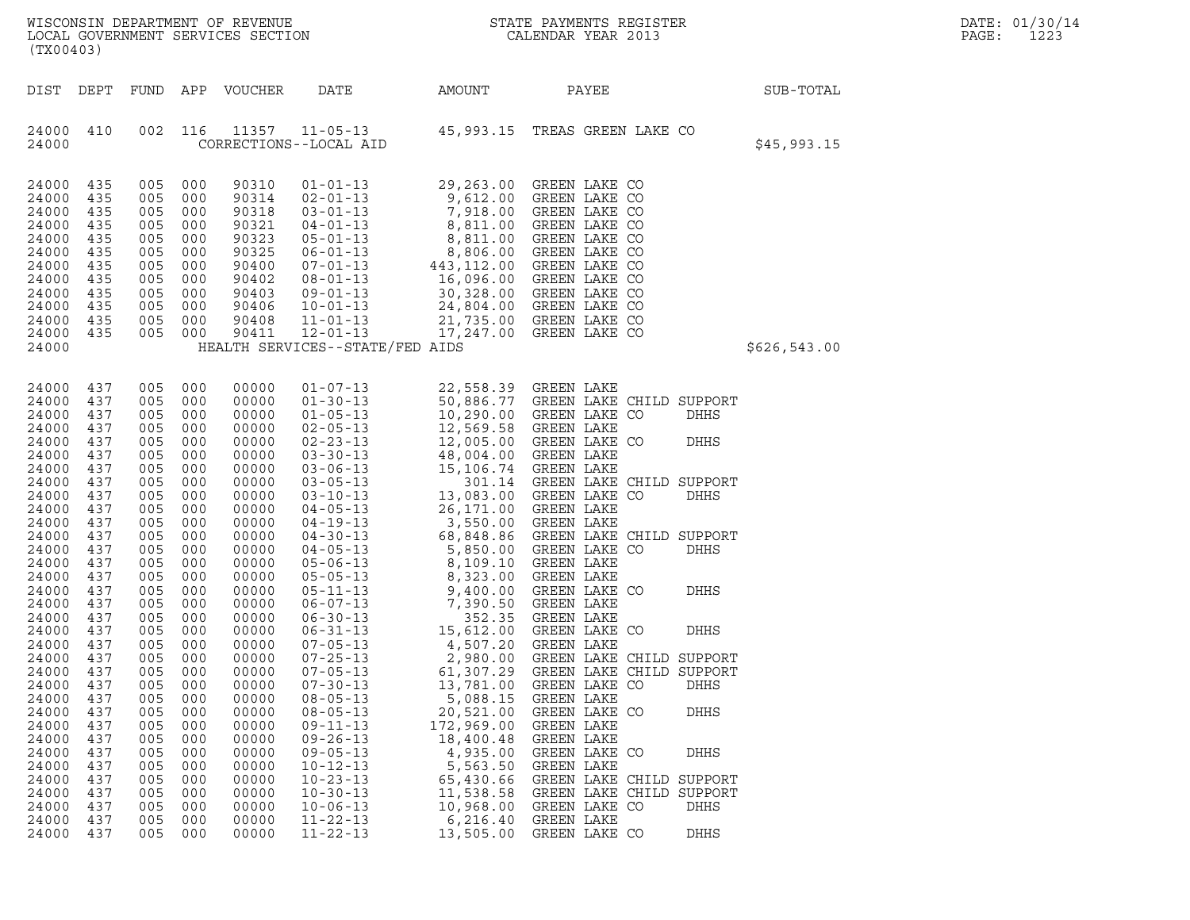WISCONSIN DEPARTMENT OF REVENUE
LOCAL GOVERNMENT SERVICES SECTION
(TX00403)

STATE PAYMENTS REGISTER
CALENDAR YEAR 2013

DATE: 01/30/14

| DIST | DEPT | FUND | APP | VOUCHER | DATE | AMOUNT | PAYEE | SUB-TOTAL |
|---|---|---|---|---|---|---|---|---|
| 24000 | 410 | 002 | 116 | 11357 | 11-05-13 | 45,993.15 | TREAS GREEN LAKE CO | |
| 24000 | | | | CORRECTIONS--LOCAL AID | | | | $45,993.15 |
| 24000 | 435 | 005 | 000 | 90310 | 01-01-13 | 29,263.00 | GREEN LAKE CO | |
| 24000 | 435 | 005 | 000 | 90314 | 02-01-13 | 9,612.00 | GREEN LAKE CO | |
| 24000 | 435 | 005 | 000 | 90318 | 03-01-13 | 7,918.00 | GREEN LAKE CO | |
| 24000 | 435 | 005 | 000 | 90321 | 04-01-13 | 8,811.00 | GREEN LAKE CO | |
| 24000 | 435 | 005 | 000 | 90323 | 05-01-13 | 8,811.00 | GREEN LAKE CO | |
| 24000 | 435 | 005 | 000 | 90325 | 06-01-13 | 8,806.00 | GREEN LAKE CO | |
| 24000 | 435 | 005 | 000 | 90400 | 07-01-13 | 443,112.00 | GREEN LAKE CO | |
| 24000 | 435 | 005 | 000 | 90402 | 08-01-13 | 16,096.00 | GREEN LAKE CO | |
| 24000 | 435 | 005 | 000 | 90403 | 09-01-13 | 30,328.00 | GREEN LAKE CO | |
| 24000 | 435 | 005 | 000 | 90406 | 10-01-13 | 24,804.00 | GREEN LAKE CO | |
| 24000 | 435 | 005 | 000 | 90408 | 11-01-13 | 21,735.00 | GREEN LAKE CO | |
| 24000 | 435 | 005 | 000 | 90411 | 12-01-13 | 17,247.00 | GREEN LAKE CO | |
| 24000 | | | | HEALTH SERVICES--STATE/FED AIDS | | | | $626,543.00 |
| 24000 | 437 | 005 | 000 | 00000 | 01-07-13 | 22,558.39 | GREEN LAKE | |
| 24000 | 437 | 005 | 000 | 00000 | 01-30-13 | 50,886.77 | GREEN LAKE CHILD SUPPORT | |
| 24000 | 437 | 005 | 000 | 00000 | 01-05-13 | 10,290.00 | GREEN LAKE CO DHHS | |
| 24000 | 437 | 005 | 000 | 00000 | 02-05-13 | 12,569.58 | GREEN LAKE | |
| 24000 | 437 | 005 | 000 | 00000 | 02-23-13 | 12,005.00 | GREEN LAKE CO DHHS | |
| 24000 | 437 | 005 | 000 | 00000 | 03-30-13 | 48,004.00 | GREEN LAKE | |
| 24000 | 437 | 005 | 000 | 00000 | 03-06-13 | 15,106.74 | GREEN LAKE | |
| 24000 | 437 | 005 | 000 | 00000 | 03-05-13 | 301.14 | GREEN LAKE CHILD SUPPORT | |
| 24000 | 437 | 005 | 000 | 00000 | 03-10-13 | 13,083.00 | GREEN LAKE CO DHHS | |
| 24000 | 437 | 005 | 000 | 00000 | 04-05-13 | 26,171.00 | GREEN LAKE | |
| 24000 | 437 | 005 | 000 | 00000 | 04-19-13 | 3,550.00 | GREEN LAKE | |
| 24000 | 437 | 005 | 000 | 00000 | 04-30-13 | 68,848.86 | GREEN LAKE CHILD SUPPORT | |
| 24000 | 437 | 005 | 000 | 00000 | 04-05-13 | 5,850.00 | GREEN LAKE CO DHHS | |
| 24000 | 437 | 005 | 000 | 00000 | 05-06-13 | 8,109.10 | GREEN LAKE | |
| 24000 | 437 | 005 | 000 | 00000 | 05-05-13 | 8,323.00 | GREEN LAKE | |
| 24000 | 437 | 005 | 000 | 00000 | 05-11-13 | 9,400.00 | GREEN LAKE CO DHHS | |
| 24000 | 437 | 005 | 000 | 00000 | 06-07-13 | 7,390.50 | GREEN LAKE | |
| 24000 | 437 | 005 | 000 | 00000 | 06-30-13 | 352.35 | GREEN LAKE | |
| 24000 | 437 | 005 | 000 | 00000 | 06-31-13 | 15,612.00 | GREEN LAKE CO DHHS | |
| 24000 | 437 | 005 | 000 | 00000 | 07-05-13 | 4,507.20 | GREEN LAKE | |
| 24000 | 437 | 005 | 000 | 00000 | 07-25-13 | 2,980.00 | GREEN LAKE CHILD SUPPORT | |
| 24000 | 437 | 005 | 000 | 00000 | 07-05-13 | 61,307.29 | GREEN LAKE CHILD SUPPORT | |
| 24000 | 437 | 005 | 000 | 00000 | 07-30-13 | 13,781.00 | GREEN LAKE CO DHHS | |
| 24000 | 437 | 005 | 000 | 00000 | 08-05-13 | 5,088.15 | GREEN LAKE | |
| 24000 | 437 | 005 | 000 | 00000 | 08-05-13 | 20,521.00 | GREEN LAKE CO DHHS | |
| 24000 | 437 | 005 | 000 | 00000 | 09-11-13 | 172,969.00 | GREEN LAKE | |
| 24000 | 437 | 005 | 000 | 00000 | 09-26-13 | 18,400.48 | GREEN LAKE | |
| 24000 | 437 | 005 | 000 | 00000 | 09-05-13 | 4,935.00 | GREEN LAKE CO DHHS | |
| 24000 | 437 | 005 | 000 | 00000 | 10-12-13 | 5,563.50 | GREEN LAKE | |
| 24000 | 437 | 005 | 000 | 00000 | 10-23-13 | 65,430.66 | GREEN LAKE CHILD SUPPORT | |
| 24000 | 437 | 005 | 000 | 00000 | 10-30-13 | 11,538.58 | GREEN LAKE CHILD SUPPORT | |
| 24000 | 437 | 005 | 000 | 00000 | 10-06-13 | 10,968.00 | GREEN LAKE CO DHHS | |
| 24000 | 437 | 005 | 000 | 00000 | 11-22-13 | 6,216.40 | GREEN LAKE | |
| 24000 | 437 | 005 | 000 | 00000 | 11-22-13 | 13,505.00 | GREEN LAKE CO DHHS | |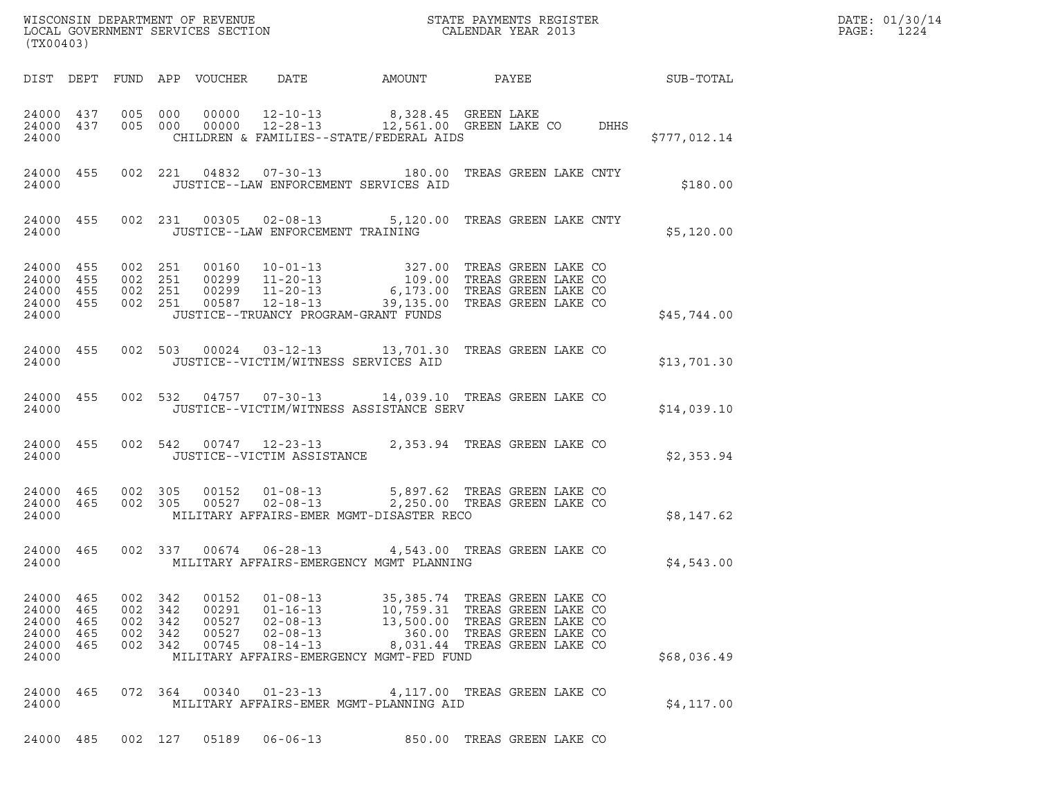WISCONSIN DEPARTMENT OF REVENUE
LOCAL GOVERNMENT SERVICES SECTION
(TX00403)

STATE PAYMENTS REGISTER
CALENDAR YEAR 2013

DATE: 01/30/14
PAGE: 1224

| DIST | DEPT | FUND | APP | VOUCHER | DATE | AMOUNT | PAYEE | SUB-TOTAL |
|---|---|---|---|---|---|---|---|---|
| 24000 | 437 | 005 | 000 | 00000 | 12-10-13 | 8,328.45 | GREEN LAKE | |
| 24000 | 437 | 005 | 000 | 00000 | 12-28-13 | 12,561.00 | GREEN LAKE CO DHHS | |
| 24000 | | | | | | CHILDREN & FAMILIES--STATE/FEDERAL AIDS | | $777,012.14 |
| 24000 | 455 | 002 | 221 | 04832 | 07-30-13 | 180.00 | TREAS GREEN LAKE CNTY | |
| 24000 | | | | | | JUSTICE--LAW ENFORCEMENT SERVICES AID | | $180.00 |
| 24000 | 455 | 002 | 231 | 00305 | 02-08-13 | 5,120.00 | TREAS GREEN LAKE CNTY | |
| 24000 | | | | | | JUSTICE--LAW ENFORCEMENT TRAINING | | $5,120.00 |
| 24000 | 455 | 002 | 251 | 00160 | 10-01-13 | 327.00 | TREAS GREEN LAKE CO | |
| 24000 | 455 | 002 | 251 | 00299 | 11-20-13 | 109.00 | TREAS GREEN LAKE CO | |
| 24000 | 455 | 002 | 251 | 00299 | 11-20-13 | 6,173.00 | TREAS GREEN LAKE CO | |
| 24000 | 455 | 002 | 251 | 00587 | 12-18-13 | 39,135.00 | TREAS GREEN LAKE CO | |
| 24000 | | | | | | JUSTICE--TRUANCY PROGRAM-GRANT FUNDS | | $45,744.00 |
| 24000 | 455 | 002 | 503 | 00024 | 03-12-13 | 13,701.30 | TREAS GREEN LAKE CO | |
| 24000 | | | | | | JUSTICE--VICTIM/WITNESS SERVICES AID | | $13,701.30 |
| 24000 | 455 | 002 | 532 | 04757 | 07-30-13 | 14,039.10 | TREAS GREEN LAKE CO | |
| 24000 | | | | | | JUSTICE--VICTIM/WITNESS ASSISTANCE SERV | | $14,039.10 |
| 24000 | 455 | 002 | 542 | 00747 | 12-23-13 | 2,353.94 | TREAS GREEN LAKE CO | |
| 24000 | | | | | | JUSTICE--VICTIM ASSISTANCE | | $2,353.94 |
| 24000 | 465 | 002 | 305 | 00152 | 01-08-13 | 5,897.62 | TREAS GREEN LAKE CO | |
| 24000 | 465 | 002 | 305 | 00527 | 02-08-13 | 2,250.00 | TREAS GREEN LAKE CO | |
| 24000 | | | | | | MILITARY AFFAIRS-EMER MGMT-DISASTER RECO | | $8,147.62 |
| 24000 | 465 | 002 | 337 | 00674 | 06-28-13 | 4,543.00 | TREAS GREEN LAKE CO | |
| 24000 | | | | | | MILITARY AFFAIRS-EMERGENCY MGMT PLANNING | | $4,543.00 |
| 24000 | 465 | 002 | 342 | 00152 | 01-08-13 | 35,385.74 | TREAS GREEN LAKE CO | |
| 24000 | 465 | 002 | 342 | 00291 | 01-16-13 | 10,759.31 | TREAS GREEN LAKE CO | |
| 24000 | 465 | 002 | 342 | 00527 | 02-08-13 | 13,500.00 | TREAS GREEN LAKE CO | |
| 24000 | 465 | 002 | 342 | 00527 | 02-08-13 | 360.00 | TREAS GREEN LAKE CO | |
| 24000 | 465 | 002 | 342 | 00745 | 08-14-13 | 8,031.44 | TREAS GREEN LAKE CO | |
| 24000 | | | | | | MILITARY AFFAIRS-EMERGENCY MGMT-FED FUND | | $68,036.49 |
| 24000 | 465 | 072 | 364 | 00340 | 01-23-13 | 4,117.00 | TREAS GREEN LAKE CO | |
| 24000 | | | | | | MILITARY AFFAIRS-EMER MGMT-PLANNING AID | | $4,117.00 |
| 24000 | 485 | 002 | 127 | 05189 | 06-06-13 | 850.00 | TREAS GREEN LAKE CO | |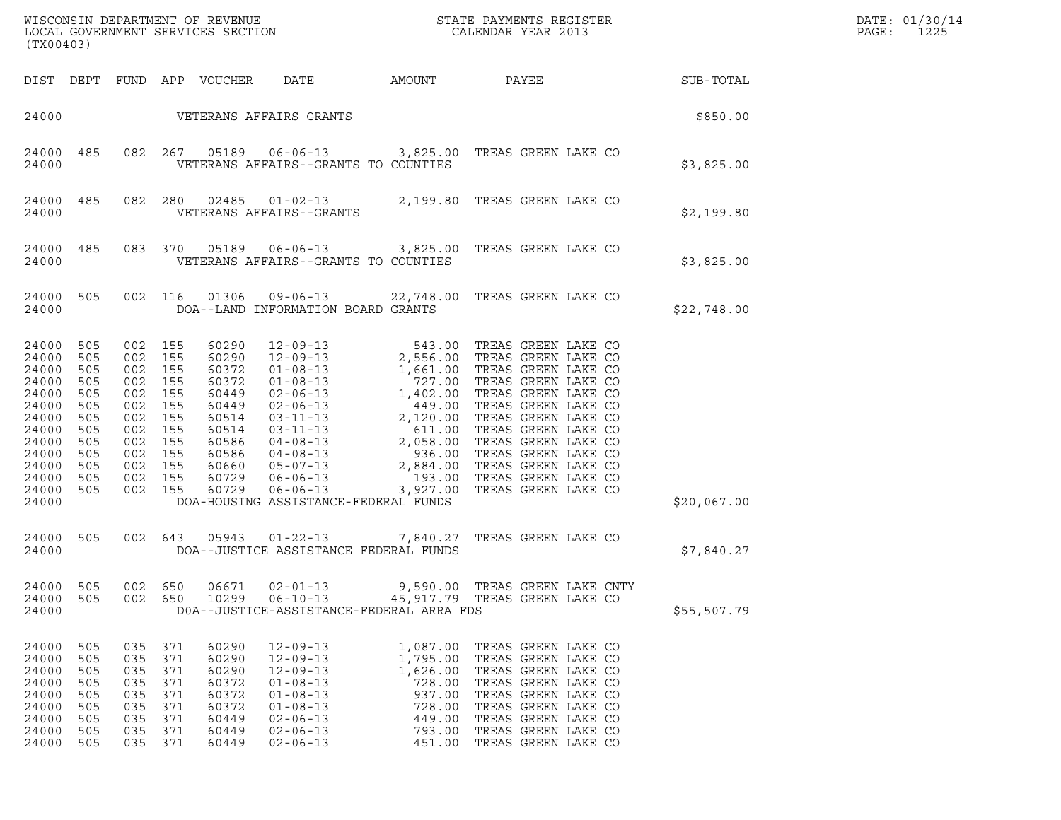WISCONSIN DEPARTMENT OF REVENUE
LOCAL GOVERNMENT SERVICES SECTION
(TX00403)

STATE PAYMENTS REGISTER
CALENDAR YEAR 2013

DATE: 01/30/14

| DIST | DEPT | FUND | APP | VOUCHER | DATE | AMOUNT | PAYEE | SUB-TOTAL |
|---|---|---|---|---|---|---|---|---|
| 24000 | | | | VETERANS AFFAIRS GRANTS | | | | $850.00 |
| 24000 | 485 | 082 | 267 | 05189 | 06-06-13 | 3,825.00 | TREAS GREEN LAKE CO | |
| 24000 | | | | VETERANS AFFAIRS--GRANTS TO COUNTIES | | | | $3,825.00 |
| 24000 | 485 | 082 | 280 | 02485 | 01-02-13 | 2,199.80 | TREAS GREEN LAKE CO | |
| 24000 | | | | VETERANS AFFAIRS--GRANTS | | | | $2,199.80 |
| 24000 | 485 | 083 | 370 | 05189 | 06-06-13 | 3,825.00 | TREAS GREEN LAKE CO | |
| 24000 | | | | VETERANS AFFAIRS--GRANTS TO COUNTIES | | | | $3,825.00 |
| 24000 | 505 | 002 | 116 | 01306 | 09-06-13 | 22,748.00 | TREAS GREEN LAKE CO | |
| 24000 | | | | DOA--LAND INFORMATION BOARD GRANTS | | | | $22,748.00 |
| 24000 | 505 | 002 | 155 | 60290 | 12-09-13 | 543.00 | TREAS GREEN LAKE CO | |
| 24000 | 505 | 002 | 155 | 60290 | 12-09-13 | 2,556.00 | TREAS GREEN LAKE CO | |
| 24000 | 505 | 002 | 155 | 60372 | 01-08-13 | 1,661.00 | TREAS GREEN LAKE CO | |
| 24000 | 505 | 002 | 155 | 60372 | 01-08-13 | 727.00 | TREAS GREEN LAKE CO | |
| 24000 | 505 | 002 | 155 | 60449 | 02-06-13 | 1,402.00 | TREAS GREEN LAKE CO | |
| 24000 | 505 | 002 | 155 | 60449 | 02-06-13 | 449.00 | TREAS GREEN LAKE CO | |
| 24000 | 505 | 002 | 155 | 60514 | 03-11-13 | 2,120.00 | TREAS GREEN LAKE CO | |
| 24000 | 505 | 002 | 155 | 60514 | 03-11-13 | 611.00 | TREAS GREEN LAKE CO | |
| 24000 | 505 | 002 | 155 | 60586 | 04-08-13 | 2,058.00 | TREAS GREEN LAKE CO | |
| 24000 | 505 | 002 | 155 | 60586 | 04-08-13 | 936.00 | TREAS GREEN LAKE CO | |
| 24000 | 505 | 002 | 155 | 60660 | 05-07-13 | 2,884.00 | TREAS GREEN LAKE CO | |
| 24000 | 505 | 002 | 155 | 60729 | 06-06-13 | 193.00 | TREAS GREEN LAKE CO | |
| 24000 | 505 | 002 | 155 | 60729 | 06-06-13 | 3,927.00 | TREAS GREEN LAKE CO | |
| 24000 | | | | DOA-HOUSING ASSISTANCE-FEDERAL FUNDS | | | | $20,067.00 |
| 24000 | 505 | 002 | 643 | 05943 | 01-22-13 | 7,840.27 | TREAS GREEN LAKE CO | |
| 24000 | | | | DOA--JUSTICE ASSISTANCE FEDERAL FUNDS | | | | $7,840.27 |
| 24000 | 505 | 002 | 650 | 06671 | 02-01-13 | 9,590.00 | TREAS GREEN LAKE CNTY | |
| 24000 | 505 | 002 | 650 | 10299 | 06-10-13 | 45,917.79 | TREAS GREEN LAKE CO | |
| 24000 | | | | D0A--JUSTICE-ASSISTANCE-FEDERAL ARRA FDS | | | | $55,507.79 |
| 24000 | 505 | 035 | 371 | 60290 | 12-09-13 | 1,087.00 | TREAS GREEN LAKE CO | |
| 24000 | 505 | 035 | 371 | 60290 | 12-09-13 | 1,795.00 | TREAS GREEN LAKE CO | |
| 24000 | 505 | 035 | 371 | 60290 | 12-09-13 | 1,626.00 | TREAS GREEN LAKE CO | |
| 24000 | 505 | 035 | 371 | 60372 | 01-08-13 | 728.00 | TREAS GREEN LAKE CO | |
| 24000 | 505 | 035 | 371 | 60372 | 01-08-13 | 937.00 | TREAS GREEN LAKE CO | |
| 24000 | 505 | 035 | 371 | 60372 | 01-08-13 | 728.00 | TREAS GREEN LAKE CO | |
| 24000 | 505 | 035 | 371 | 60449 | 02-06-13 | 449.00 | TREAS GREEN LAKE CO | |
| 24000 | 505 | 035 | 371 | 60449 | 02-06-13 | 793.00 | TREAS GREEN LAKE CO | |
| 24000 | 505 | 035 | 371 | 60449 | 02-06-13 | 451.00 | TREAS GREEN LAKE CO | |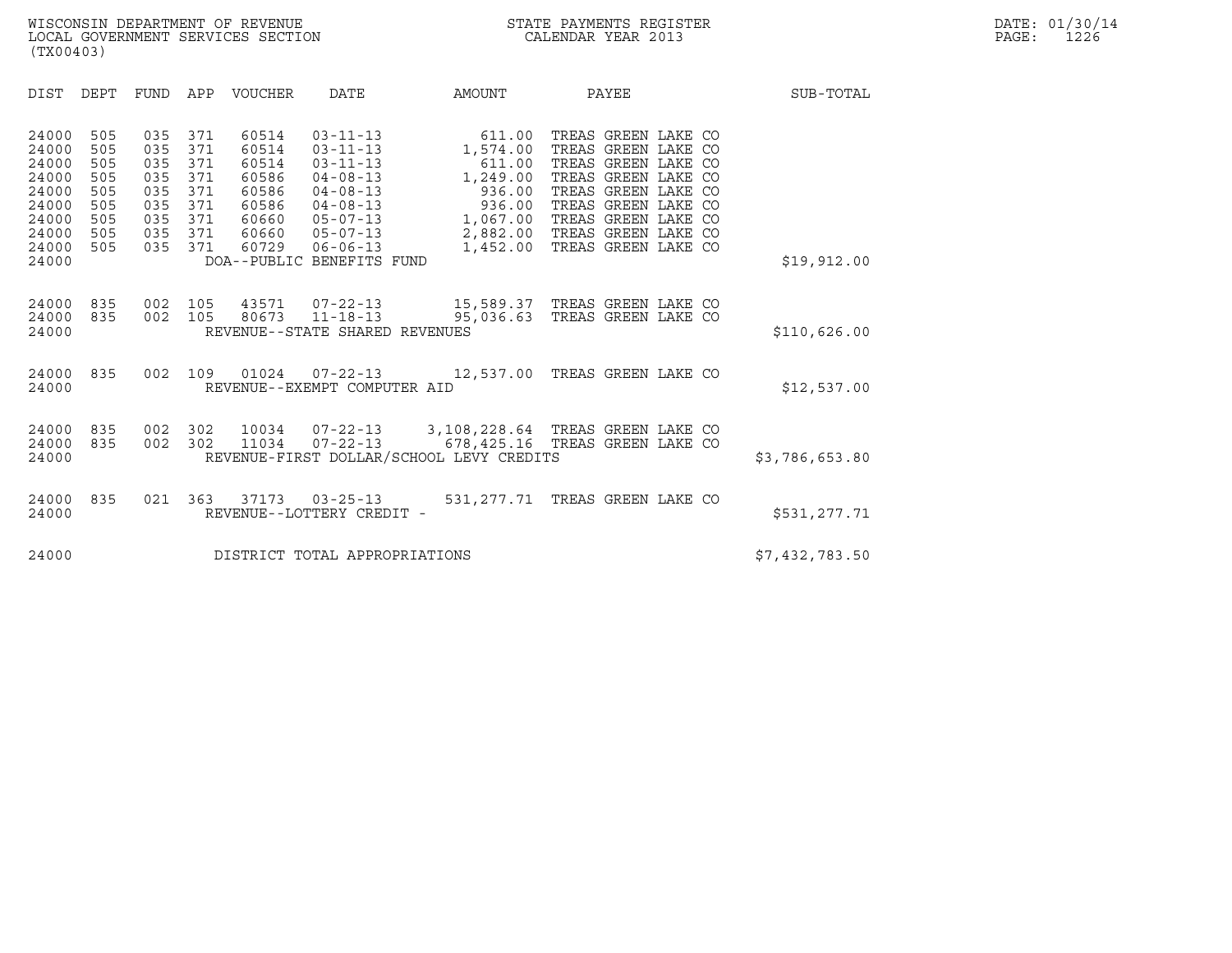WISCONSIN DEPARTMENT OF REVENUE
LOCAL GOVERNMENT SERVICES SECTION
(TX00403)

STATE PAYMENTS REGISTER
CALENDAR YEAR 2013

DATE: 01/30/14

| DIST | DEPT | FUND | APP | VOUCHER | DATE | AMOUNT | PAYEE | SUB-TOTAL |
|---|---|---|---|---|---|---|---|---|
| 24000 | 505 | 035 | 371 | 60514 | 03-11-13 | 611.00 | TREAS GREEN LAKE CO | |
| 24000 | 505 | 035 | 371 | 60514 | 03-11-13 | 1,574.00 | TREAS GREEN LAKE CO | |
| 24000 | 505 | 035 | 371 | 60514 | 03-11-13 | 611.00 | TREAS GREEN LAKE CO | |
| 24000 | 505 | 035 | 371 | 60586 | 04-08-13 | 1,249.00 | TREAS GREEN LAKE CO | |
| 24000 | 505 | 035 | 371 | 60586 | 04-08-13 | 936.00 | TREAS GREEN LAKE CO | |
| 24000 | 505 | 035 | 371 | 60586 | 04-08-13 | 936.00 | TREAS GREEN LAKE CO | |
| 24000 | 505 | 035 | 371 | 60660 | 05-07-13 | 1,067.00 | TREAS GREEN LAKE CO | |
| 24000 | 505 | 035 | 371 | 60660 | 05-07-13 | 2,882.00 | TREAS GREEN LAKE CO | |
| 24000 | 505 | 035 | 371 | 60729 | 06-06-13 | 1,452.00 | TREAS GREEN LAKE CO | |
| 24000 | | | | DOA--PUBLIC BENEFITS FUND | | | | $19,912.00 |
| 24000 | 835 | 002 | 105 | 43571 | 07-22-13 | 15,589.37 | TREAS GREEN LAKE CO | |
| 24000 | 835 | 002 | 105 | 80673 | 11-18-13 | 95,036.63 | TREAS GREEN LAKE CO | |
| 24000 | | | | REVENUE--STATE SHARED REVENUES | | | | $110,626.00 |
| 24000 | 835 | 002 | 109 | 01024 | 07-22-13 | 12,537.00 | TREAS GREEN LAKE CO | |
| 24000 | | | | REVENUE--EXEMPT COMPUTER AID | | | | $12,537.00 |
| 24000 | 835 | 002 | 302 | 10034 | 07-22-13 | 3,108,228.64 | TREAS GREEN LAKE CO | |
| 24000 | 835 | 002 | 302 | 11034 | 07-22-13 | 678,425.16 | TREAS GREEN LAKE CO | |
| 24000 | | | | REVENUE-FIRST DOLLAR/SCHOOL LEVY CREDITS | | | | $3,786,653.80 |
| 24000 | 835 | 021 | 363 | 37173 | 03-25-13 | 531,277.71 | TREAS GREEN LAKE CO | |
| 24000 | | | | REVENUE--LOTTERY CREDIT - | | | | $531,277.71 |
| 24000 | | | | DISTRICT TOTAL APPROPRIATIONS | | | | $7,432,783.50 |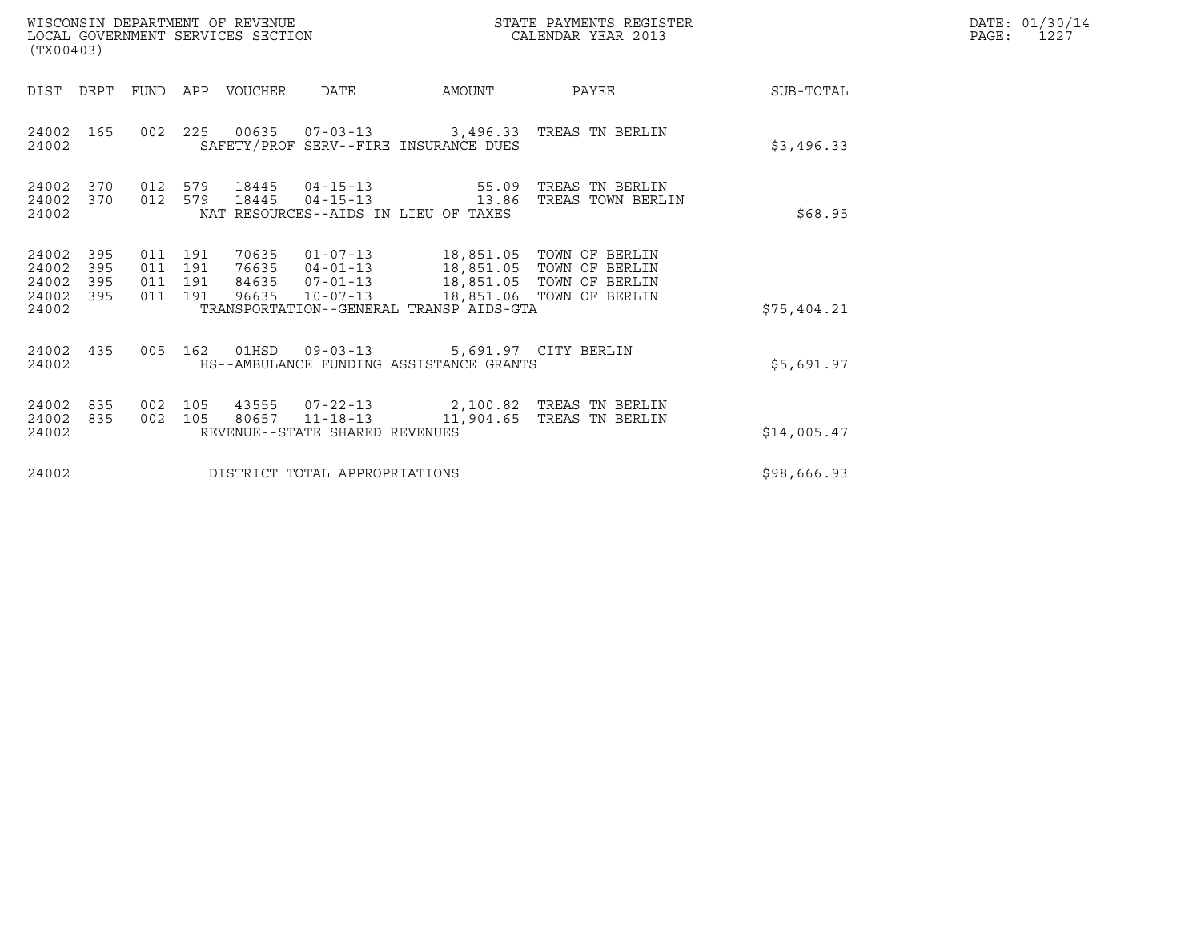WISCONSIN DEPARTMENT OF REVENUE
LOCAL GOVERNMENT SERVICES SECTION
(TX00403)

STATE PAYMENTS REGISTER
CALENDAR YEAR 2013

DATE: 01/30/14
PAGE: 1227

| DIST | DEPT | FUND | APP | VOUCHER | DATE | AMOUNT | PAYEE | SUB-TOTAL |
|---|---|---|---|---|---|---|---|---|
| 24002 | 165 | 002 | 225 | 00635 | 07-03-13 | 3,496.33 | TREAS TN BERLIN | |
| 24002 | | | | SAFETY/PROF SERV--FIRE INSURANCE DUES | | | | $3,496.33 |
| 24002 | 370 | 012 | 579 | 18445 | 04-15-13 | 55.09 | TREAS TN BERLIN | |
| 24002 | 370 | 012 | 579 | 18445 | 04-15-13 | 13.86 | TREAS TOWN BERLIN | |
| 24002 | | | | NAT RESOURCES--AIDS IN LIEU OF TAXES | | | | $68.95 |
| 24002 | 395 | 011 | 191 | 70635 | 01-07-13 | 18,851.05 | TOWN OF BERLIN | |
| 24002 | 395 | 011 | 191 | 76635 | 04-01-13 | 18,851.05 | TOWN OF BERLIN | |
| 24002 | 395 | 011 | 191 | 84635 | 07-01-13 | 18,851.05 | TOWN OF BERLIN | |
| 24002 | 395 | 011 | 191 | 96635 | 10-07-13 | 18,851.06 | TOWN OF BERLIN | |
| 24002 | | | | TRANSPORTATION--GENERAL TRANSP AIDS-GTA | | | | $75,404.21 |
| 24002 | 435 | 005 | 162 | 01HSD | 09-03-13 | 5,691.97 | CITY BERLIN | |
| 24002 | | | | HS--AMBULANCE FUNDING ASSISTANCE GRANTS | | | | $5,691.97 |
| 24002 | 835 | 002 | 105 | 43555 | 07-22-13 | 2,100.82 | TREAS TN BERLIN | |
| 24002 | 835 | 002 | 105 | 80657 | 11-18-13 | 11,904.65 | TREAS TN BERLIN | |
| 24002 | | | | REVENUE--STATE SHARED REVENUES | | | | $14,005.47 |
| 24002 | | | | DISTRICT TOTAL APPROPRIATIONS | | | | $98,666.93 |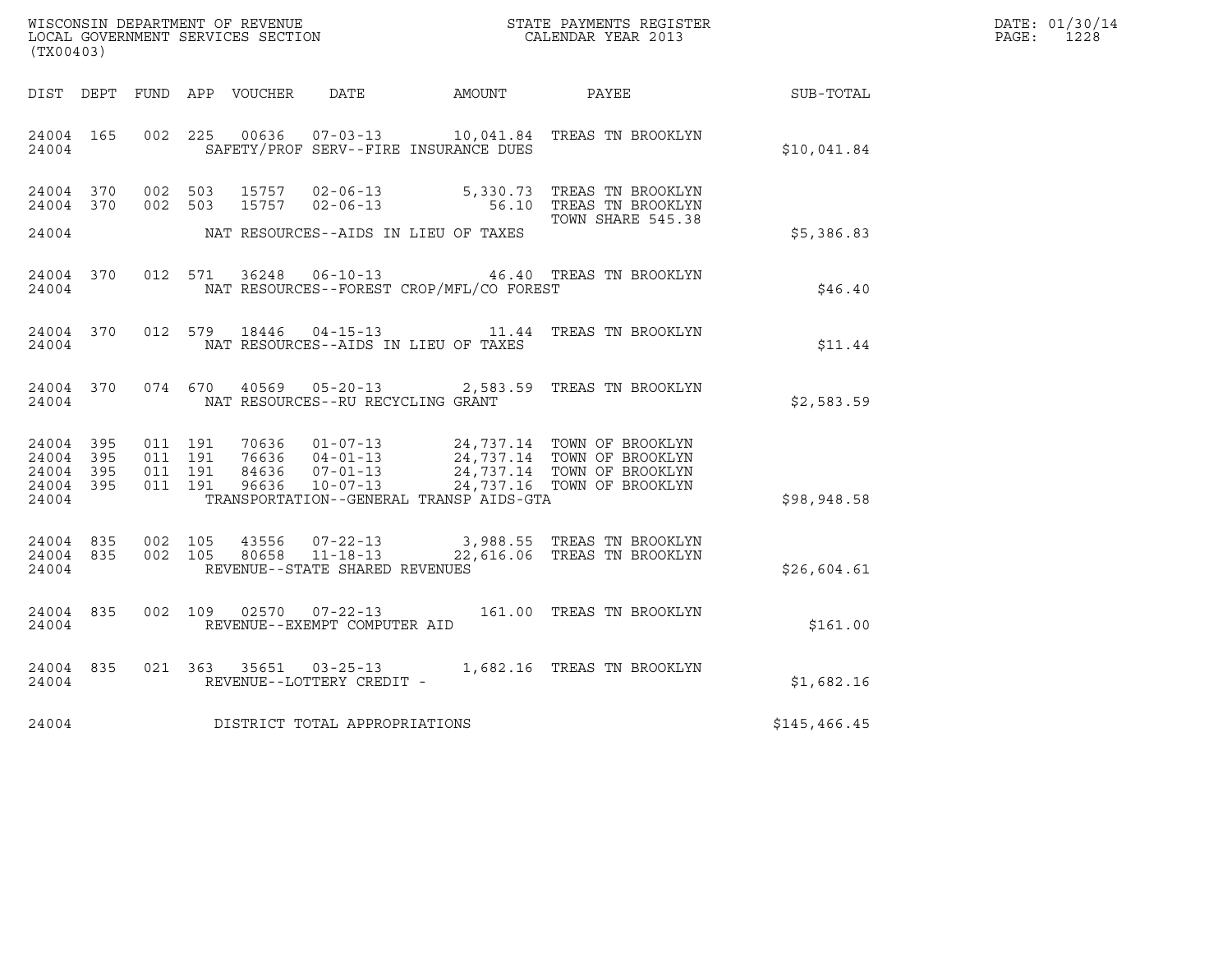WISCONSIN DEPARTMENT OF REVENUE
LOCAL GOVERNMENT SERVICES SECTION
(TX00403)

STATE PAYMENTS REGISTER
CALENDAR YEAR 2013

DATE: 01/30/14
PAGE: 1228

| DIST | DEPT | FUND | APP | VOUCHER | DATE | AMOUNT | PAYEE | SUB-TOTAL |
|---|---|---|---|---|---|---|---|---|
| 24004 | 165 | 002 | 225 | 00636 | 07-03-13 | 10,041.84 | TREAS TN BROOKLYN | |
| 24004 | | | | SAFETY/PROF SERV--FIRE INSURANCE DUES | | | | $10,041.84 |
| 24004 | 370 | 002 | 503 | 15757 | 02-06-13 | 5,330.73 | TREAS TN BROOKLYN | |
| 24004 | 370 | 002 | 503 | 15757 | 02-06-13 | 56.10 | TREAS TN BROOKLYN | |
| | | | | | | | TOWN SHARE 545.38 | |
| 24004 | | | | NAT RESOURCES--AIDS IN LIEU OF TAXES | | | | $5,386.83 |
| 24004 | 370 | 012 | 571 | 36248 | 06-10-13 | 46.40 | TREAS TN BROOKLYN | |
| 24004 | | | | NAT RESOURCES--FOREST CROP/MFL/CO FOREST | | | | $46.40 |
| 24004 | 370 | 012 | 579 | 18446 | 04-15-13 | 11.44 | TREAS TN BROOKLYN | |
| 24004 | | | | NAT RESOURCES--AIDS IN LIEU OF TAXES | | | | $11.44 |
| 24004 | 370 | 074 | 670 | 40569 | 05-20-13 | 2,583.59 | TREAS TN BROOKLYN | |
| 24004 | | | | NAT RESOURCES--RU RECYCLING GRANT | | | | $2,583.59 |
| 24004 | 395 | 011 | 191 | 70636 | 01-07-13 | 24,737.14 | TOWN OF BROOKLYN | |
| 24004 | 395 | 011 | 191 | 76636 | 04-01-13 | 24,737.14 | TOWN OF BROOKLYN | |
| 24004 | 395 | 011 | 191 | 84636 | 07-01-13 | 24,737.14 | TOWN OF BROOKLYN | |
| 24004 | 395 | 011 | 191 | 96636 | 10-07-13 | 24,737.16 | TOWN OF BROOKLYN | |
| 24004 | | | | TRANSPORTATION--GENERAL TRANSP AIDS-GTA | | | | $98,948.58 |
| 24004 | 835 | 002 | 105 | 43556 | 07-22-13 | 3,988.55 | TREAS TN BROOKLYN | |
| 24004 | 835 | 002 | 105 | 80658 | 11-18-13 | 22,616.06 | TREAS TN BROOKLYN | |
| 24004 | | | | REVENUE--STATE SHARED REVENUES | | | | $26,604.61 |
| 24004 | 835 | 002 | 109 | 02570 | 07-22-13 | 161.00 | TREAS TN BROOKLYN | |
| 24004 | | | | REVENUE--EXEMPT COMPUTER AID | | | | $161.00 |
| 24004 | 835 | 021 | 363 | 35651 | 03-25-13 | 1,682.16 | TREAS TN BROOKLYN | |
| 24004 | | | | REVENUE--LOTTERY CREDIT - | | | | $1,682.16 |
| 24004 | | | | DISTRICT TOTAL APPROPRIATIONS | | | | $145,466.45 |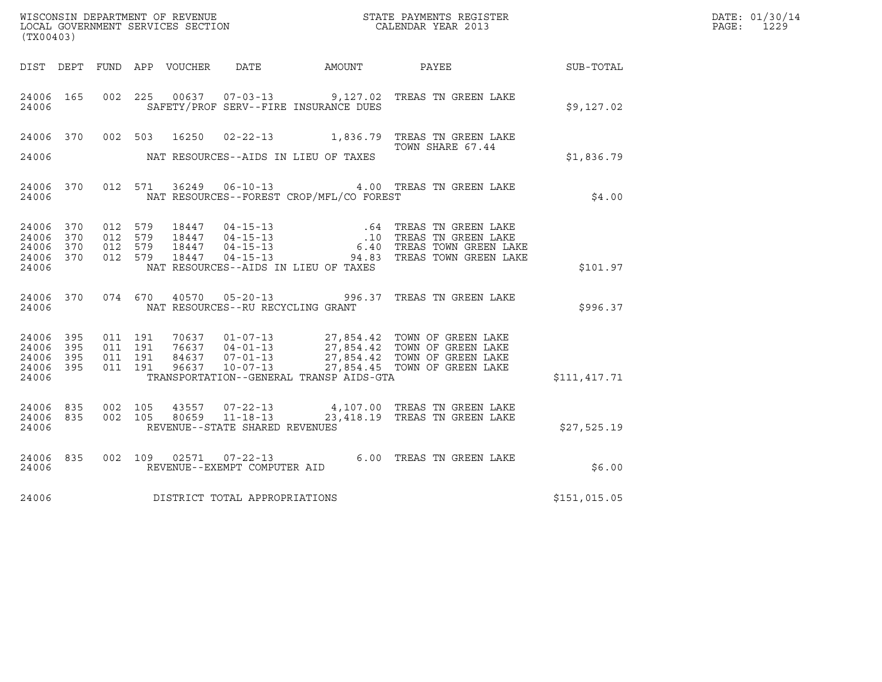WISCONSIN DEPARTMENT OF REVENUE
LOCAL GOVERNMENT SERVICES SECTION
(TX00403)

STATE PAYMENTS REGISTER
CALENDAR YEAR 2013

DATE: 01/30/14
PAGE: 1229

| DIST | DEPT | FUND | APP | VOUCHER | DATE | AMOUNT | PAYEE | SUB-TOTAL |
|---|---|---|---|---|---|---|---|---|
| 24006 | 165 | 002 | 225 | 00637 | 07-03-13 | 9,127.02 | TREAS TN GREEN LAKE | |
| 24006 | | | | | SAFETY/PROF SERV--FIRE INSURANCE DUES | | | $9,127.02 |
| 24006 | 370 | 002 | 503 | 16250 | 02-22-13 | 1,836.79 | TREAS TN GREEN LAKE TOWN SHARE 67.44 | |
| 24006 | | | | | NAT RESOURCES--AIDS IN LIEU OF TAXES | | | $1,836.79 |
| 24006 | 370 | 012 | 571 | 36249 | 06-10-13 | 4.00 | TREAS TN GREEN LAKE | |
| 24006 | | | | | NAT RESOURCES--FOREST CROP/MFL/CO FOREST | | | $4.00 |
| 24006 | 370 | 012 | 579 | 18447 | 04-15-13 | .64 | TREAS TN GREEN LAKE | |
| 24006 | 370 | 012 | 579 | 18447 | 04-15-13 | .10 | TREAS TN GREEN LAKE | |
| 24006 | 370 | 012 | 579 | 18447 | 04-15-13 | 6.40 | TREAS TOWN GREEN LAKE | |
| 24006 | 370 | 012 | 579 | 18447 | 04-15-13 | 94.83 | TREAS TOWN GREEN LAKE | |
| 24006 | | | | | NAT RESOURCES--AIDS IN LIEU OF TAXES | | | $101.97 |
| 24006 | 370 | 074 | 670 | 40570 | 05-20-13 | 996.37 | TREAS TN GREEN LAKE | |
| 24006 | | | | | NAT RESOURCES--RU RECYCLING GRANT | | | $996.37 |
| 24006 | 395 | 011 | 191 | 70637 | 01-07-13 | 27,854.42 | TOWN OF GREEN LAKE | |
| 24006 | 395 | 011 | 191 | 76637 | 04-01-13 | 27,854.42 | TOWN OF GREEN LAKE | |
| 24006 | 395 | 011 | 191 | 84637 | 07-01-13 | 27,854.42 | TOWN OF GREEN LAKE | |
| 24006 | 395 | 011 | 191 | 96637 | 10-07-13 | 27,854.45 | TOWN OF GREEN LAKE | |
| 24006 | | | | | TRANSPORTATION--GENERAL TRANSP AIDS-GTA | | | $111,417.71 |
| 24006 | 835 | 002 | 105 | 43557 | 07-22-13 | 4,107.00 | TREAS TN GREEN LAKE | |
| 24006 | 835 | 002 | 105 | 80659 | 11-18-13 | 23,418.19 | TREAS TN GREEN LAKE | |
| 24006 | | | | | REVENUE--STATE SHARED REVENUES | | | $27,525.19 |
| 24006 | 835 | 002 | 109 | 02571 | 07-22-13 | 6.00 | TREAS TN GREEN LAKE | |
| 24006 | | | | | REVENUE--EXEMPT COMPUTER AID | | | $6.00 |
| 24006 | | | | | DISTRICT TOTAL APPROPRIATIONS | | | $151,015.05 |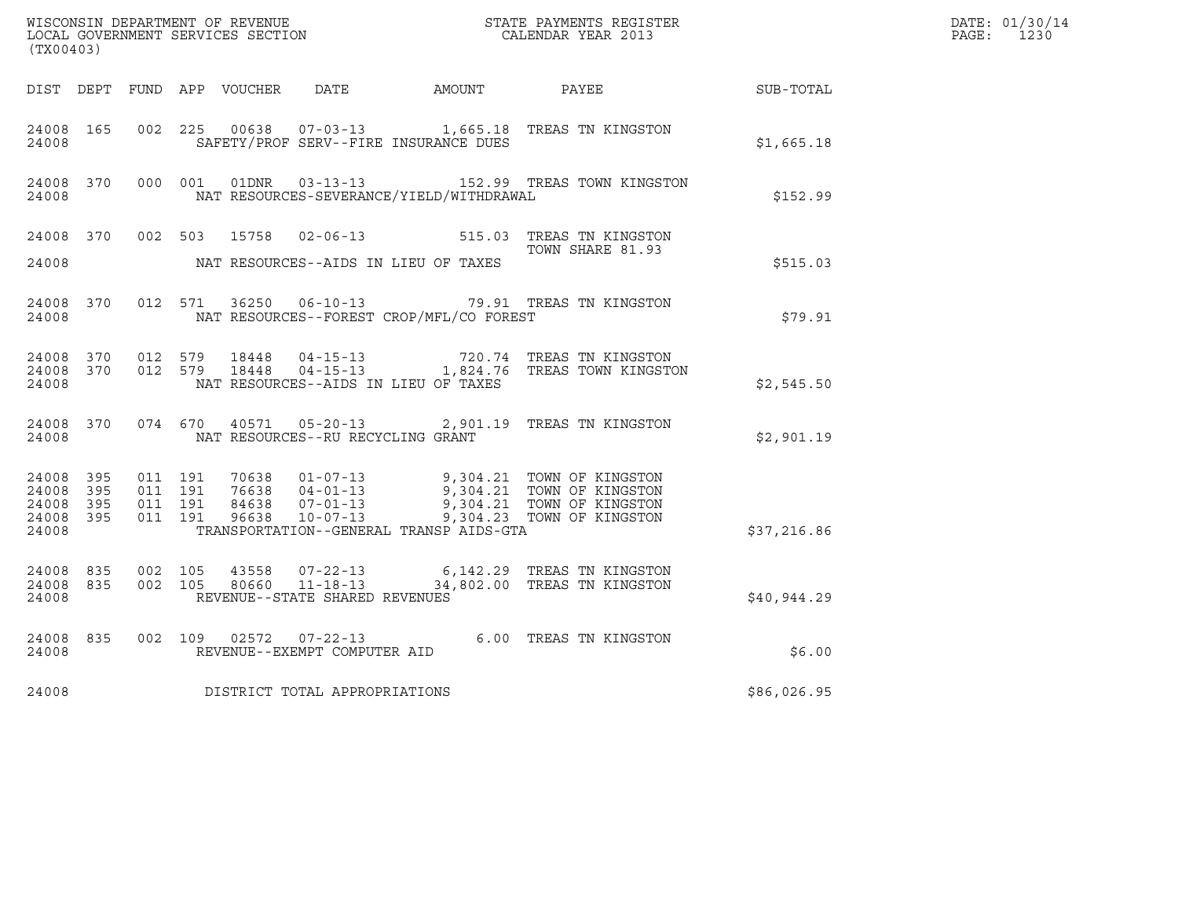WISCONSIN DEPARTMENT OF REVENUE
LOCAL GOVERNMENT SERVICES SECTION
(TX00403)

STATE PAYMENTS REGISTER
CALENDAR YEAR 2013

DATE: 01/30/14
PAGE: 1230

| DIST | DEPT | FUND | APP | VOUCHER | DATE | AMOUNT | PAYEE | SUB-TOTAL |
|---|---|---|---|---|---|---|---|---|
| 24008 | 165 | 002 | 225 | 00638 | 07-03-13 | 1,665.18 | TREAS TN KINGSTON | |
| 24008 | | | | | SAFETY/PROF SERV--FIRE INSURANCE DUES | | | $1,665.18 |
| 24008 | 370 | 000 | 001 | 01DNR | 03-13-13 | 152.99 | TREAS TOWN KINGSTON | |
| 24008 | | | | | NAT RESOURCES-SEVERANCE/YIELD/WITHDRAWAL | | | $152.99 |
| 24008 | 370 | 002 | 503 | 15758 | 02-06-13 | 515.03 | TREAS TN KINGSTON TOWN SHARE 81.93 | |
| 24008 | | | | | NAT RESOURCES--AIDS IN LIEU OF TAXES | | | $515.03 |
| 24008 | 370 | 012 | 571 | 36250 | 06-10-13 | 79.91 | TREAS TN KINGSTON | |
| 24008 | | | | | NAT RESOURCES--FOREST CROP/MFL/CO FOREST | | | $79.91 |
| 24008 | 370 | 012 | 579 | 18448 | 04-15-13 | 720.74 | TREAS TN KINGSTON | |
| 24008 | 370 | 012 | 579 | 18448 | 04-15-13 | 1,824.76 | TREAS TOWN KINGSTON | |
| 24008 | | | | | NAT RESOURCES--AIDS IN LIEU OF TAXES | | | $2,545.50 |
| 24008 | 370 | 074 | 670 | 40571 | 05-20-13 | 2,901.19 | TREAS TN KINGSTON | |
| 24008 | | | | | NAT RESOURCES--RU RECYCLING GRANT | | | $2,901.19 |
| 24008 | 395 | 011 | 191 | 70638 | 01-07-13 | 9,304.21 | TOWN OF KINGSTON | |
| 24008 | 395 | 011 | 191 | 76638 | 04-01-13 | 9,304.21 | TOWN OF KINGSTON | |
| 24008 | 395 | 011 | 191 | 84638 | 07-01-13 | 9,304.21 | TOWN OF KINGSTON | |
| 24008 | 395 | 011 | 191 | 96638 | 10-07-13 | 9,304.23 | TOWN OF KINGSTON | |
| 24008 | | | | | TRANSPORTATION--GENERAL TRANSP AIDS-GTA | | | $37,216.86 |
| 24008 | 835 | 002 | 105 | 43558 | 07-22-13 | 6,142.29 | TREAS TN KINGSTON | |
| 24008 | 835 | 002 | 105 | 80660 | 11-18-13 | 34,802.00 | TREAS TN KINGSTON | |
| 24008 | | | | | REVENUE--STATE SHARED REVENUES | | | $40,944.29 |
| 24008 | 835 | 002 | 109 | 02572 | 07-22-13 | 6.00 | TREAS TN KINGSTON | |
| 24008 | | | | | REVENUE--EXEMPT COMPUTER AID | | | $6.00 |
| 24008 | | | | | DISTRICT TOTAL APPROPRIATIONS | | | $86,026.95 |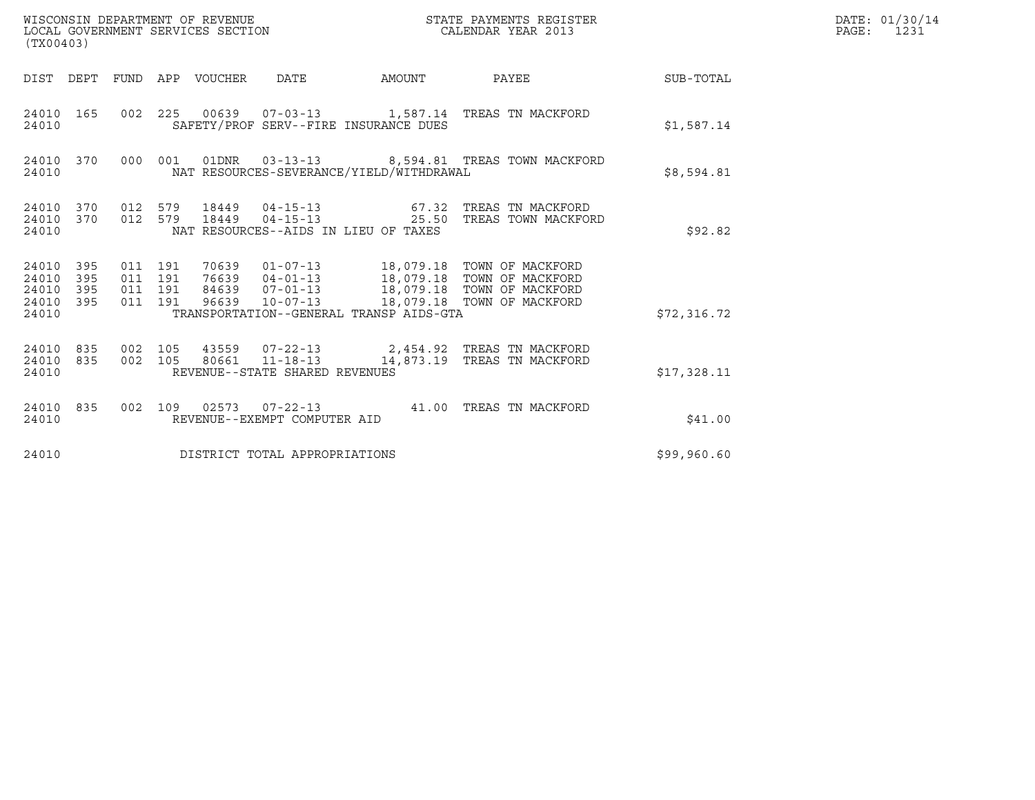WISCONSIN DEPARTMENT OF REVENUE
LOCAL GOVERNMENT SERVICES SECTION
(TX00403)

STATE PAYMENTS REGISTER
CALENDAR YEAR 2013

DATE: 01/30/14
PAGE: 1231

| DIST | DEPT | FUND | APP | VOUCHER | DATE | AMOUNT | PAYEE | SUB-TOTAL |
|---|---|---|---|---|---|---|---|---|
| 24010 | 165 | 002 | 225 | 00639 | 07-03-13 | 1,587.14 | TREAS TN MACKFORD | |
| 24010 | | | | SAFETY/PROF SERV--FIRE INSURANCE DUES | | | | $1,587.14 |
| 24010 | 370 | 000 | 001 | 01DNR | 03-13-13 | 8,594.81 | TREAS TOWN MACKFORD | |
| 24010 | | | | NAT RESOURCES-SEVERANCE/YIELD/WITHDRAWAL | | | | $8,594.81 |
| 24010 | 370 | 012 | 579 | 18449 | 04-15-13 | 67.32 | TREAS TN MACKFORD | |
| 24010 | 370 | 012 | 579 | 18449 | 04-15-13 | 25.50 | TREAS TOWN MACKFORD | |
| 24010 | | | | NAT RESOURCES--AIDS IN LIEU OF TAXES | | | | $92.82 |
| 24010 | 395 | 011 | 191 | 70639 | 01-07-13 | 18,079.18 | TOWN OF MACKFORD | |
| 24010 | 395 | 011 | 191 | 76639 | 04-01-13 | 18,079.18 | TOWN OF MACKFORD | |
| 24010 | 395 | 011 | 191 | 84639 | 07-01-13 | 18,079.18 | TOWN OF MACKFORD | |
| 24010 | 395 | 011 | 191 | 96639 | 10-07-13 | 18,079.18 | TOWN OF MACKFORD | |
| 24010 | | | | TRANSPORTATION--GENERAL TRANSP AIDS-GTA | | | | $72,316.72 |
| 24010 | 835 | 002 | 105 | 43559 | 07-22-13 | 2,454.92 | TREAS TN MACKFORD | |
| 24010 | 835 | 002 | 105 | 80661 | 11-18-13 | 14,873.19 | TREAS TN MACKFORD | |
| 24010 | | | | REVENUE--STATE SHARED REVENUES | | | | $17,328.11 |
| 24010 | 835 | 002 | 109 | 02573 | 07-22-13 | 41.00 | TREAS TN MACKFORD | |
| 24010 | | | | REVENUE--EXEMPT COMPUTER AID | | | | $41.00 |
| 24010 | | | | DISTRICT TOTAL APPROPRIATIONS | | | | $99,960.60 |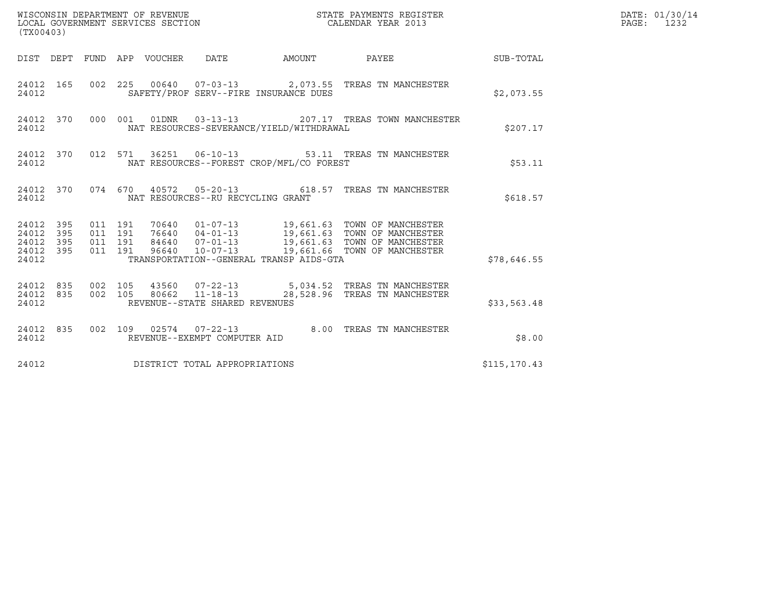WISCONSIN DEPARTMENT OF REVENUE
LOCAL GOVERNMENT SERVICES SECTION
(TX00403)

STATE PAYMENTS REGISTER
CALENDAR YEAR 2013

DATE: 01/30/14
PAGE: 1232

| DIST | DEPT | FUND | APP | VOUCHER | DATE | AMOUNT | PAYEE | SUB-TOTAL |
|---|---|---|---|---|---|---|---|---|
| 24012 | 165 | 002 | 225 | 00640 | 07-03-13 | 2,073.55 | TREAS TN MANCHESTER | |
| 24012 | | | | SAFETY/PROF SERV--FIRE INSURANCE DUES | | | | $2,073.55 |
| 24012 | 370 | 000 | 001 | 01DNR | 03-13-13 | 207.17 | TREAS TOWN MANCHESTER | |
| 24012 | | | | NAT RESOURCES-SEVERANCE/YIELD/WITHDRAWAL | | | | $207.17 |
| 24012 | 370 | 012 | 571 | 36251 | 06-10-13 | 53.11 | TREAS TN MANCHESTER | |
| 24012 | | | | NAT RESOURCES--FOREST CROP/MFL/CO FOREST | | | | $53.11 |
| 24012 | 370 | 074 | 670 | 40572 | 05-20-13 | 618.57 | TREAS TN MANCHESTER | |
| 24012 | | | | NAT RESOURCES--RU RECYCLING GRANT | | | | $618.57 |
| 24012 | 395 | 011 | 191 | 70640 | 01-07-13 | 19,661.63 | TOWN OF MANCHESTER | |
| 24012 | 395 | 011 | 191 | 76640 | 04-01-13 | 19,661.63 | TOWN OF MANCHESTER | |
| 24012 | 395 | 011 | 191 | 84640 | 07-01-13 | 19,661.63 | TOWN OF MANCHESTER | |
| 24012 | 395 | 011 | 191 | 96640 | 10-07-13 | 19,661.66 | TOWN OF MANCHESTER | |
| 24012 | | | | TRANSPORTATION--GENERAL TRANSP AIDS-GTA | | | | $78,646.55 |
| 24012 | 835 | 002 | 105 | 43560 | 07-22-13 | 5,034.52 | TREAS TN MANCHESTER | |
| 24012 | 835 | 002 | 105 | 80662 | 11-18-13 | 28,528.96 | TREAS TN MANCHESTER | |
| 24012 | | | | REVENUE--STATE SHARED REVENUES | | | | $33,563.48 |
| 24012 | 835 | 002 | 109 | 02574 | 07-22-13 | 8.00 | TREAS TN MANCHESTER | |
| 24012 | | | | REVENUE--EXEMPT COMPUTER AID | | | | $8.00 |
| 24012 | | | | DISTRICT TOTAL APPROPRIATIONS | | | | $115,170.43 |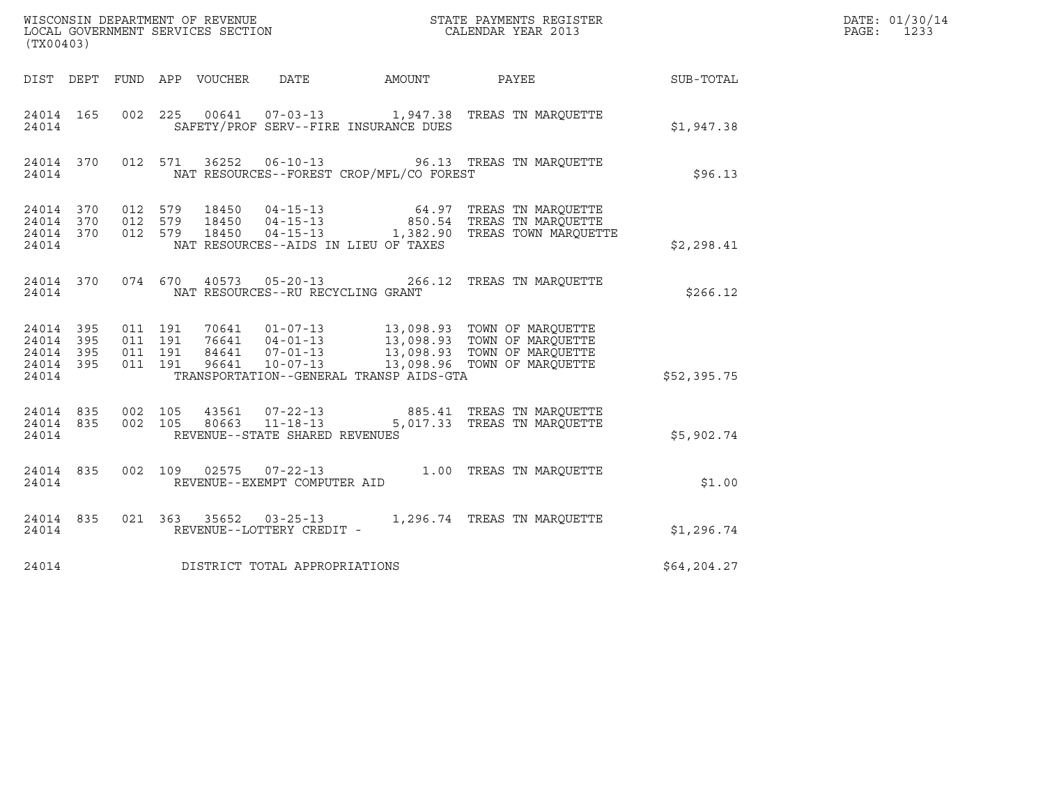WISCONSIN DEPARTMENT OF REVENUE
LOCAL GOVERNMENT SERVICES SECTION
(TX00403)

STATE PAYMENTS REGISTER
CALENDAR YEAR 2013

DATE: 01/30/14
PAGE: 1233

| DIST | DEPT | FUND | APP | VOUCHER | DATE | AMOUNT | PAYEE | SUB-TOTAL |
|---|---|---|---|---|---|---|---|---|
| 24014 | 165 | 002 | 225 | 00641 | 07-03-13 | 1,947.38 | TREAS TN MARQUETTE | |
| 24014 | | | | | SAFETY/PROF SERV--FIRE INSURANCE DUES | | | $1,947.38 |
| 24014 | 370 | 012 | 571 | 36252 | 06-10-13 | 96.13 | TREAS TN MARQUETTE | |
| 24014 | | | | | NAT RESOURCES--FOREST CROP/MFL/CO FOREST | | | $96.13 |
| 24014 | 370 | 012 | 579 | 18450 | 04-15-13 | 64.97 | TREAS TN MARQUETTE | |
| 24014 | 370 | 012 | 579 | 18450 | 04-15-13 | 850.54 | TREAS TN MARQUETTE | |
| 24014 | 370 | 012 | 579 | 18450 | 04-15-13 | 1,382.90 | TREAS TOWN MARQUETTE | |
| 24014 | | | | | NAT RESOURCES--AIDS IN LIEU OF TAXES | | | $2,298.41 |
| 24014 | 370 | 074 | 670 | 40573 | 05-20-13 | 266.12 | TREAS TN MARQUETTE | |
| 24014 | | | | | NAT RESOURCES--RU RECYCLING GRANT | | | $266.12 |
| 24014 | 395 | 011 | 191 | 70641 | 01-07-13 | 13,098.93 | TOWN OF MARQUETTE | |
| 24014 | 395 | 011 | 191 | 76641 | 04-01-13 | 13,098.93 | TOWN OF MARQUETTE | |
| 24014 | 395 | 011 | 191 | 84641 | 07-01-13 | 13,098.93 | TOWN OF MARQUETTE | |
| 24014 | 395 | 011 | 191 | 96641 | 10-07-13 | 13,098.96 | TOWN OF MARQUETTE | |
| 24014 | | | | | TRANSPORTATION--GENERAL TRANSP AIDS-GTA | | | $52,395.75 |
| 24014 | 835 | 002 | 105 | 43561 | 07-22-13 | 885.41 | TREAS TN MARQUETTE | |
| 24014 | 835 | 002 | 105 | 80663 | 11-18-13 | 5,017.33 | TREAS TN MARQUETTE | |
| 24014 | | | | | REVENUE--STATE SHARED REVENUES | | | $5,902.74 |
| 24014 | 835 | 002 | 109 | 02575 | 07-22-13 | 1.00 | TREAS TN MARQUETTE | |
| 24014 | | | | | REVENUE--EXEMPT COMPUTER AID | | | $1.00 |
| 24014 | 835 | 021 | 363 | 35652 | 03-25-13 | 1,296.74 | TREAS TN MARQUETTE | |
| 24014 | | | | | REVENUE--LOTTERY CREDIT - | | | $1,296.74 |
| 24014 | | | | | DISTRICT TOTAL APPROPRIATIONS | | | $64,204.27 |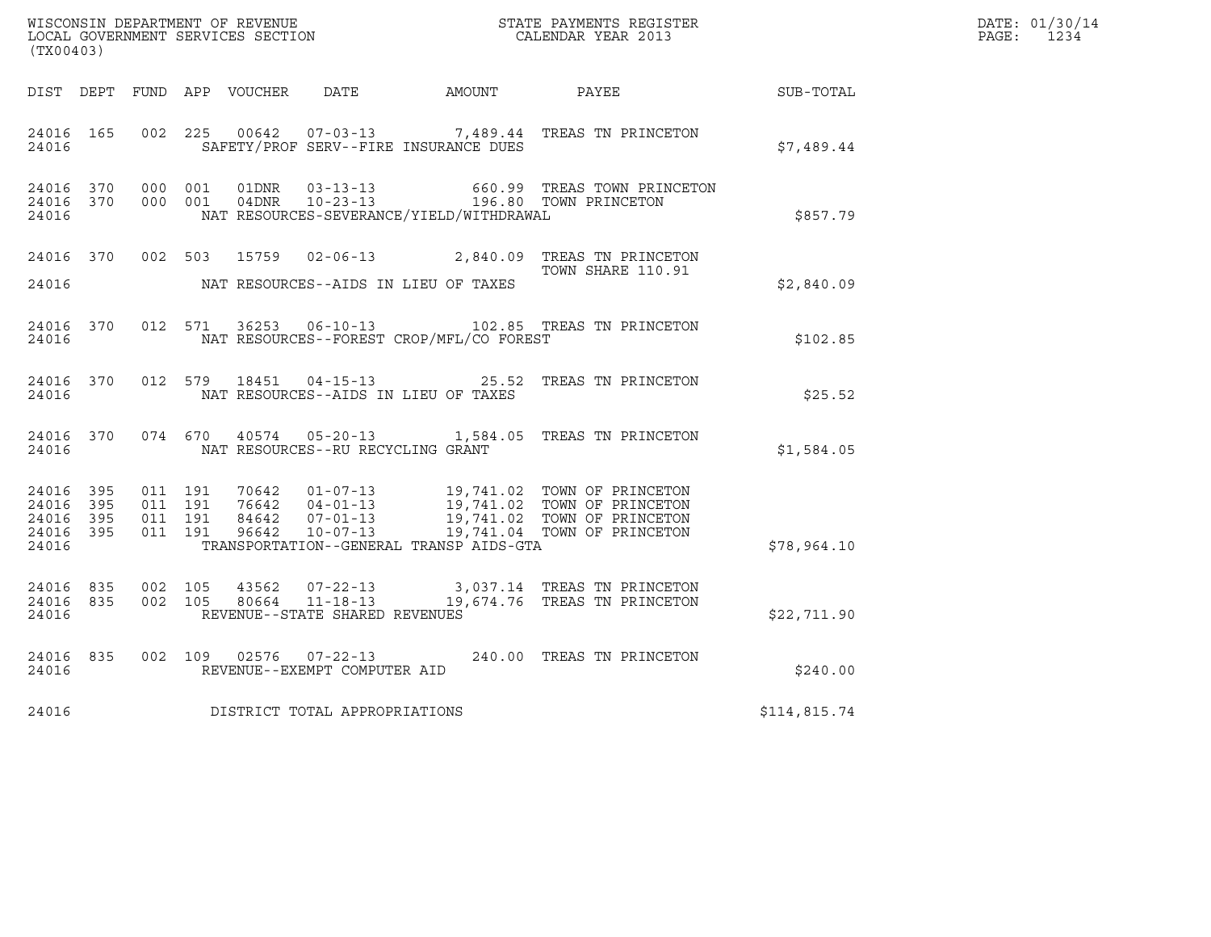WISCONSIN DEPARTMENT OF REVENUE
LOCAL GOVERNMENT SERVICES SECTION
(TX00403)

STATE PAYMENTS REGISTER
CALENDAR YEAR 2013

DATE: 01/30/14

| DIST | DEPT | FUND | APP | VOUCHER | DATE | AMOUNT | PAYEE | SUB-TOTAL |
|---|---|---|---|---|---|---|---|---|
| 24016 | 165 | 002 | 225 | 00642 | 07-03-13 | 7,489.44 | TREAS TN PRINCETON | |
| 24016 | | | | SAFETY/PROF SERV--FIRE INSURANCE DUES | | | | $7,489.44 |
| 24016 | 370 | 000 | 001 | 01DNR | 03-13-13 | 660.99 | TREAS TOWN PRINCETON | |
| 24016 | 370 | 000 | 001 | 04DNR | 10-23-13 | 196.80 | TOWN PRINCETON | |
| 24016 | | | | NAT RESOURCES-SEVERANCE/YIELD/WITHDRAWAL | | | | $857.79 |
| 24016 | 370 | 002 | 503 | 15759 | 02-06-13 | 2,840.09 | TREAS TN PRINCETON TOWN SHARE 110.91 | |
| 24016 | | | | NAT RESOURCES--AIDS IN LIEU OF TAXES | | | | $2,840.09 |
| 24016 | 370 | 012 | 571 | 36253 | 06-10-13 | 102.85 | TREAS TN PRINCETON | |
| 24016 | | | | NAT RESOURCES--FOREST CROP/MFL/CO FOREST | | | | $102.85 |
| 24016 | 370 | 012 | 579 | 18451 | 04-15-13 | 25.52 | TREAS TN PRINCETON | |
| 24016 | | | | NAT RESOURCES--AIDS IN LIEU OF TAXES | | | | $25.52 |
| 24016 | 370 | 074 | 670 | 40574 | 05-20-13 | 1,584.05 | TREAS TN PRINCETON | |
| 24016 | | | | NAT RESOURCES--RU RECYCLING GRANT | | | | $1,584.05 |
| 24016 | 395 | 011 | 191 | 70642 | 01-07-13 | 19,741.02 | TOWN OF PRINCETON | |
| 24016 | 395 | 011 | 191 | 76642 | 04-01-13 | 19,741.02 | TOWN OF PRINCETON | |
| 24016 | 395 | 011 | 191 | 84642 | 07-01-13 | 19,741.02 | TOWN OF PRINCETON | |
| 24016 | 395 | 011 | 191 | 96642 | 10-07-13 | 19,741.04 | TOWN OF PRINCETON | |
| 24016 | | | | TRANSPORTATION--GENERAL TRANSP AIDS-GTA | | | | $78,964.10 |
| 24016 | 835 | 002 | 105 | 43562 | 07-22-13 | 3,037.14 | TREAS TN PRINCETON | |
| 24016 | 835 | 002 | 105 | 80664 | 11-18-13 | 19,674.76 | TREAS TN PRINCETON | |
| 24016 | | | | REVENUE--STATE SHARED REVENUES | | | | $22,711.90 |
| 24016 | 835 | 002 | 109 | 02576 | 07-22-13 | 240.00 | TREAS TN PRINCETON | |
| 24016 | | | | REVENUE--EXEMPT COMPUTER AID | | | | $240.00 |
| 24016 | | | | DISTRICT TOTAL APPROPRIATIONS | | | | $114,815.74 |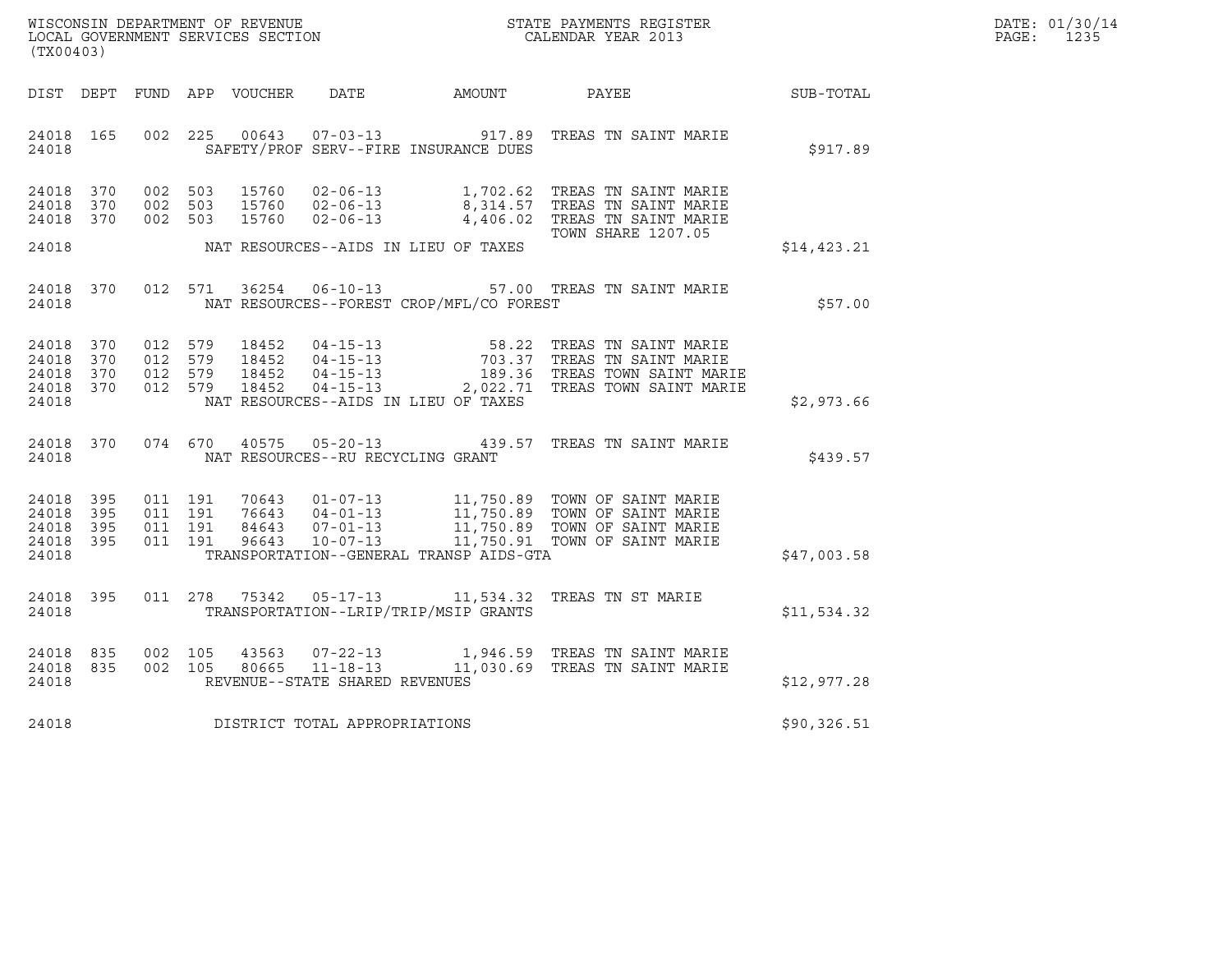WISCONSIN DEPARTMENT OF REVENUE
LOCAL GOVERNMENT SERVICES SECTION
(TX00403)

STATE PAYMENTS REGISTER
CALENDAR YEAR 2013

DATE: 01/30/14

| DIST | DEPT | FUND | APP | VOUCHER | DATE | AMOUNT | PAYEE | SUB-TOTAL |
|---|---|---|---|---|---|---|---|---|
| 24018 | 165 | 002 | 225 | 00643 | 07-03-13 | 917.89 | TREAS TN SAINT MARIE | |
| 24018 | | | | | SAFETY/PROF SERV--FIRE INSURANCE DUES | | | $917.89 |
| 24018 | 370 | 002 | 503 | 15760 | 02-06-13 | 1,702.62 | TREAS TN SAINT MARIE | |
| 24018 | 370 | 002 | 503 | 15760 | 02-06-13 | 8,314.57 | TREAS TN SAINT MARIE | |
| 24018 | 370 | 002 | 503 | 15760 | 02-06-13 | 4,406.02 | TREAS TN SAINT MARIE TOWN SHARE 1207.05 | |
| 24018 | | | | | NAT RESOURCES--AIDS IN LIEU OF TAXES | | | $14,423.21 |
| 24018 | 370 | 012 | 571 | 36254 | 06-10-13 | 57.00 | TREAS TN SAINT MARIE | |
| 24018 | | | | | NAT RESOURCES--FOREST CROP/MFL/CO FOREST | | | $57.00 |
| 24018 | 370 | 012 | 579 | 18452 | 04-15-13 | 58.22 | TREAS TN SAINT MARIE | |
| 24018 | 370 | 012 | 579 | 18452 | 04-15-13 | 703.37 | TREAS TN SAINT MARIE | |
| 24018 | 370 | 012 | 579 | 18452 | 04-15-13 | 189.36 | TREAS TOWN SAINT MARIE | |
| 24018 | 370 | 012 | 579 | 18452 | 04-15-13 | 2,022.71 | TREAS TOWN SAINT MARIE | |
| 24018 | | | | | NAT RESOURCES--AIDS IN LIEU OF TAXES | | | $2,973.66 |
| 24018 | 370 | 074 | 670 | 40575 | 05-20-13 | 439.57 | TREAS TN SAINT MARIE | |
| 24018 | | | | | NAT RESOURCES--RU RECYCLING GRANT | | | $439.57 |
| 24018 | 395 | 011 | 191 | 70643 | 01-07-13 | 11,750.89 | TOWN OF SAINT MARIE | |
| 24018 | 395 | 011 | 191 | 76643 | 04-01-13 | 11,750.89 | TOWN OF SAINT MARIE | |
| 24018 | 395 | 011 | 191 | 84643 | 07-01-13 | 11,750.89 | TOWN OF SAINT MARIE | |
| 24018 | 395 | 011 | 191 | 96643 | 10-07-13 | 11,750.91 | TOWN OF SAINT MARIE | |
| 24018 | | | | | TRANSPORTATION--GENERAL TRANSP AIDS-GTA | | | $47,003.58 |
| 24018 | 395 | 011 | 278 | 75342 | 05-17-13 | 11,534.32 | TREAS TN ST MARIE | |
| 24018 | | | | | TRANSPORTATION--LRIP/TRIP/MSIP GRANTS | | | $11,534.32 |
| 24018 | 835 | 002 | 105 | 43563 | 07-22-13 | 1,946.59 | TREAS TN SAINT MARIE | |
| 24018 | 835 | 002 | 105 | 80665 | 11-18-13 | 11,030.69 | TREAS TN SAINT MARIE | |
| 24018 | | | | | REVENUE--STATE SHARED REVENUES | | | $12,977.28 |
| 24018 | | | | | DISTRICT TOTAL APPROPRIATIONS | | | $90,326.51 |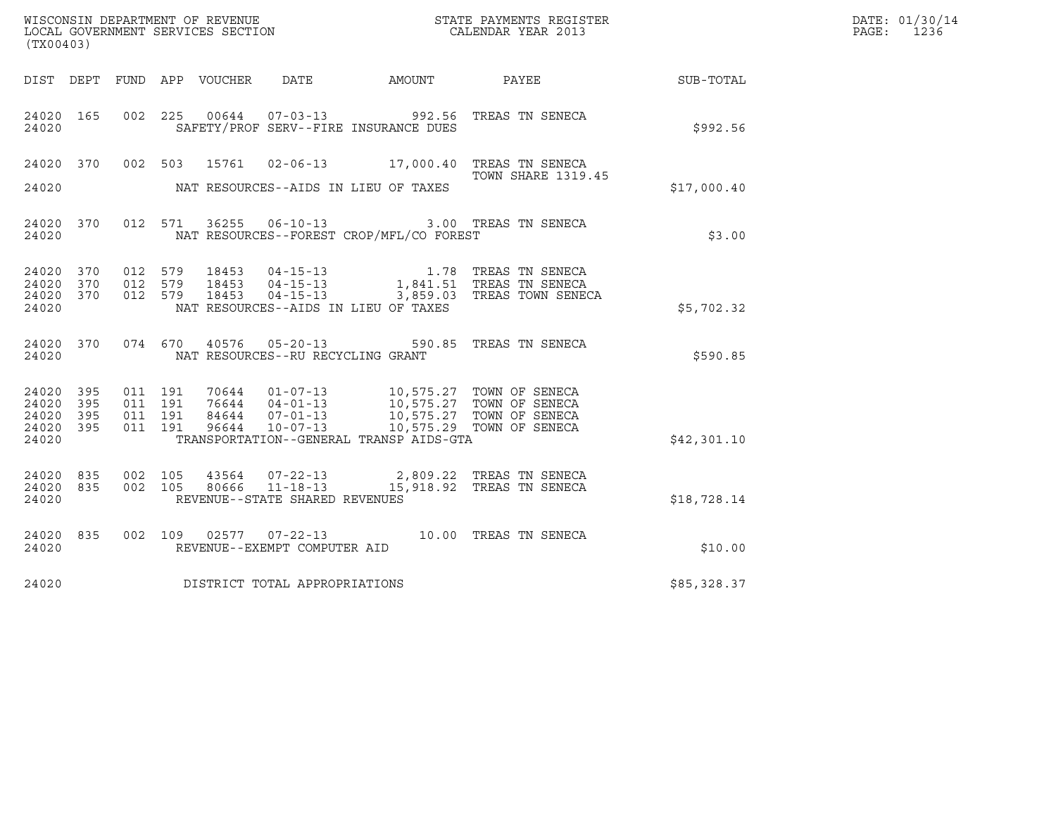WISCONSIN DEPARTMENT OF REVENUE
LOCAL GOVERNMENT SERVICES SECTION
(TX00403)

STATE PAYMENTS REGISTER
CALENDAR YEAR 2013

DATE: 01/30/14
PAGE: 1236

| DIST | DEPT | FUND | APP | VOUCHER | DATE | AMOUNT | PAYEE | SUB-TOTAL |
|---|---|---|---|---|---|---|---|---|
| 24020 | 165 | 002 | 225 | 00644 | 07-03-13 | 992.56 | TREAS TN SENECA | |
| 24020 | | | | | SAFETY/PROF SERV--FIRE INSURANCE DUES | | | $992.56 |
| 24020 | 370 | 002 | 503 | 15761 | 02-06-13 | 17,000.40 | TREAS TN SENECA TOWN SHARE 1319.45 | |
| 24020 | | | | | NAT RESOURCES--AIDS IN LIEU OF TAXES | | | $17,000.40 |
| 24020 | 370 | 012 | 571 | 36255 | 06-10-13 | 3.00 | TREAS TN SENECA | |
| 24020 | | | | | NAT RESOURCES--FOREST CROP/MFL/CO FOREST | | | $3.00 |
| 24020 | 370 | 012 | 579 | 18453 | 04-15-13 | 1.78 | TREAS TN SENECA | |
| 24020 | 370 | 012 | 579 | 18453 | 04-15-13 | 1,841.51 | TREAS TN SENECA | |
| 24020 | 370 | 012 | 579 | 18453 | 04-15-13 | 3,859.03 | TREAS TOWN SENECA | |
| 24020 | | | | | NAT RESOURCES--AIDS IN LIEU OF TAXES | | | $5,702.32 |
| 24020 | 370 | 074 | 670 | 40576 | 05-20-13 | 590.85 | TREAS TN SENECA | |
| 24020 | | | | | NAT RESOURCES--RU RECYCLING GRANT | | | $590.85 |
| 24020 | 395 | 011 | 191 | 70644 | 01-07-13 | 10,575.27 | TOWN OF SENECA | |
| 24020 | 395 | 011 | 191 | 76644 | 04-01-13 | 10,575.27 | TOWN OF SENECA | |
| 24020 | 395 | 011 | 191 | 84644 | 07-01-13 | 10,575.27 | TOWN OF SENECA | |
| 24020 | 395 | 011 | 191 | 96644 | 10-07-13 | 10,575.29 | TOWN OF SENECA | |
| 24020 | | | | | TRANSPORTATION--GENERAL TRANSP AIDS-GTA | | | $42,301.10 |
| 24020 | 835 | 002 | 105 | 43564 | 07-22-13 | 2,809.22 | TREAS TN SENECA | |
| 24020 | 835 | 002 | 105 | 80666 | 11-18-13 | 15,918.92 | TREAS TN SENECA | |
| 24020 | | | | | REVENUE--STATE SHARED REVENUES | | | $18,728.14 |
| 24020 | 835 | 002 | 109 | 02577 | 07-22-13 | 10.00 | TREAS TN SENECA | |
| 24020 | | | | | REVENUE--EXEMPT COMPUTER AID | | | $10.00 |
| 24020 | | | | | DISTRICT TOTAL APPROPRIATIONS | | | $85,328.37 |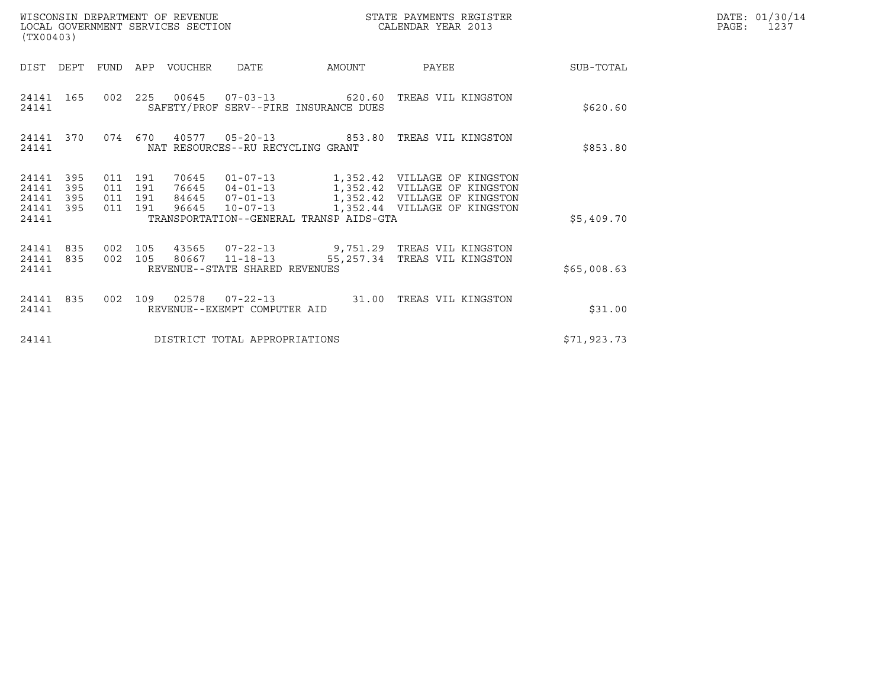WISCONSIN DEPARTMENT OF REVENUE
LOCAL GOVERNMENT SERVICES SECTION
(TX00403)

STATE PAYMENTS REGISTER
CALENDAR YEAR 2013

DATE: 01/30/14
PAGE: 1237

| DIST | DEPT | FUND | APP | VOUCHER | DATE | AMOUNT | PAYEE | SUB-TOTAL |
|---|---|---|---|---|---|---|---|---|
| 24141 | 165 | 002 | 225 | 00645 | 07-03-13 | 620.60 | TREAS VIL KINGSTON | |
| 24141 | | | | SAFETY/PROF SERV--FIRE INSURANCE DUES | | | | $620.60 |
| 24141 | 370 | 074 | 670 | 40577 | 05-20-13 | 853.80 | TREAS VIL KINGSTON | |
| 24141 | | | | NAT RESOURCES--RU RECYCLING GRANT | | | | $853.80 |
| 24141 | 395 | 011 | 191 | 70645 | 01-07-13 | 1,352.42 | VILLAGE OF KINGSTON | |
| 24141 | 395 | 011 | 191 | 76645 | 04-01-13 | 1,352.42 | VILLAGE OF KINGSTON | |
| 24141 | 395 | 011 | 191 | 84645 | 07-01-13 | 1,352.42 | VILLAGE OF KINGSTON | |
| 24141 | 395 | 011 | 191 | 96645 | 10-07-13 | 1,352.44 | VILLAGE OF KINGSTON | |
| 24141 | | | | TRANSPORTATION--GENERAL TRANSP AIDS-GTA | | | | $5,409.70 |
| 24141 | 835 | 002 | 105 | 43565 | 07-22-13 | 9,751.29 | TREAS VIL KINGSTON | |
| 24141 | 835 | 002 | 105 | 80667 | 11-18-13 | 55,257.34 | TREAS VIL KINGSTON | |
| 24141 | | | | REVENUE--STATE SHARED REVENUES | | | | $65,008.63 |
| 24141 | 835 | 002 | 109 | 02578 | 07-22-13 | 31.00 | TREAS VIL KINGSTON | |
| 24141 | | | | REVENUE--EXEMPT COMPUTER AID | | | | $31.00 |
| 24141 | | | | DISTRICT TOTAL APPROPRIATIONS | | | | $71,923.73 |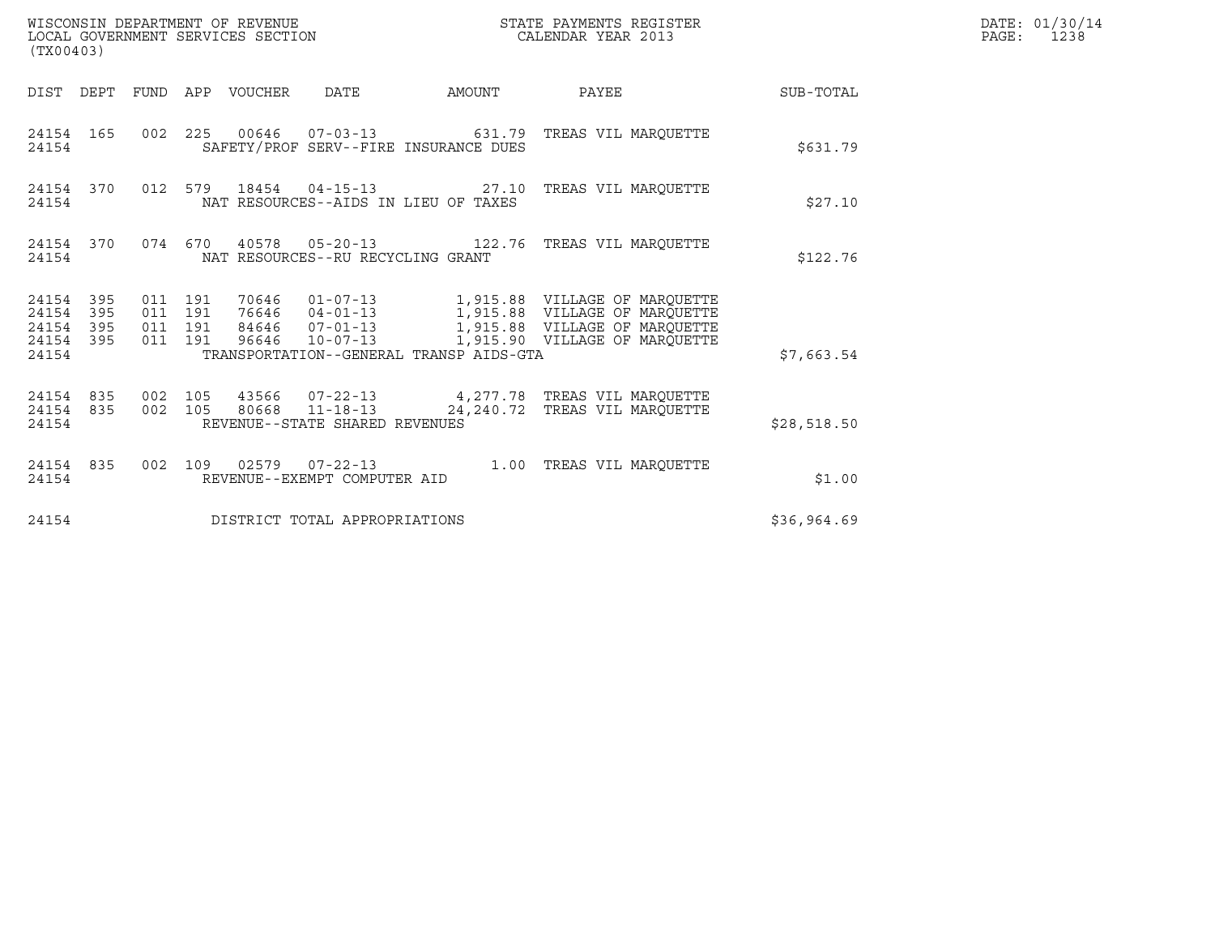WISCONSIN DEPARTMENT OF REVENUE
LOCAL GOVERNMENT SERVICES SECTION
(TX00403)

STATE PAYMENTS REGISTER
CALENDAR YEAR 2013

DATE: 01/30/14
PAGE: 1238

| DIST | DEPT | FUND | APP | VOUCHER | DATE | AMOUNT | PAYEE | SUB-TOTAL |
|---|---|---|---|---|---|---|---|---|
| 24154 | 165 | 002 | 225 | 00646 | 07-03-13 | 631.79 | TREAS VIL MARQUETTE | |
| 24154 | | | | SAFETY/PROF SERV--FIRE INSURANCE DUES | | | | $631.79 |
| 24154 | 370 | 012 | 579 | 18454 | 04-15-13 | 27.10 | TREAS VIL MARQUETTE | |
| 24154 | | | | NAT RESOURCES--AIDS IN LIEU OF TAXES | | | | $27.10 |
| 24154 | 370 | 074 | 670 | 40578 | 05-20-13 | 122.76 | TREAS VIL MARQUETTE | |
| 24154 | | | | NAT RESOURCES--RU RECYCLING GRANT | | | | $122.76 |
| 24154 | 395 | 011 | 191 | 70646 | 01-07-13 | 1,915.88 | VILLAGE OF MARQUETTE | |
| 24154 | 395 | 011 | 191 | 76646 | 04-01-13 | 1,915.88 | VILLAGE OF MARQUETTE | |
| 24154 | 395 | 011 | 191 | 84646 | 07-01-13 | 1,915.88 | VILLAGE OF MARQUETTE | |
| 24154 | 395 | 011 | 191 | 96646 | 10-07-13 | 1,915.90 | VILLAGE OF MARQUETTE | |
| 24154 | | | | TRANSPORTATION--GENERAL TRANSP AIDS-GTA | | | | $7,663.54 |
| 24154 | 835 | 002 | 105 | 43566 | 07-22-13 | 4,277.78 | TREAS VIL MARQUETTE | |
| 24154 | 835 | 002 | 105 | 80668 | 11-18-13 | 24,240.72 | TREAS VIL MARQUETTE | |
| 24154 | | | | REVENUE--STATE SHARED REVENUES | | | | $28,518.50 |
| 24154 | 835 | 002 | 109 | 02579 | 07-22-13 | 1.00 | TREAS VIL MARQUETTE | |
| 24154 | | | | REVENUE--EXEMPT COMPUTER AID | | | | $1.00 |
| 24154 | | | | DISTRICT TOTAL APPROPRIATIONS | | | | $36,964.69 |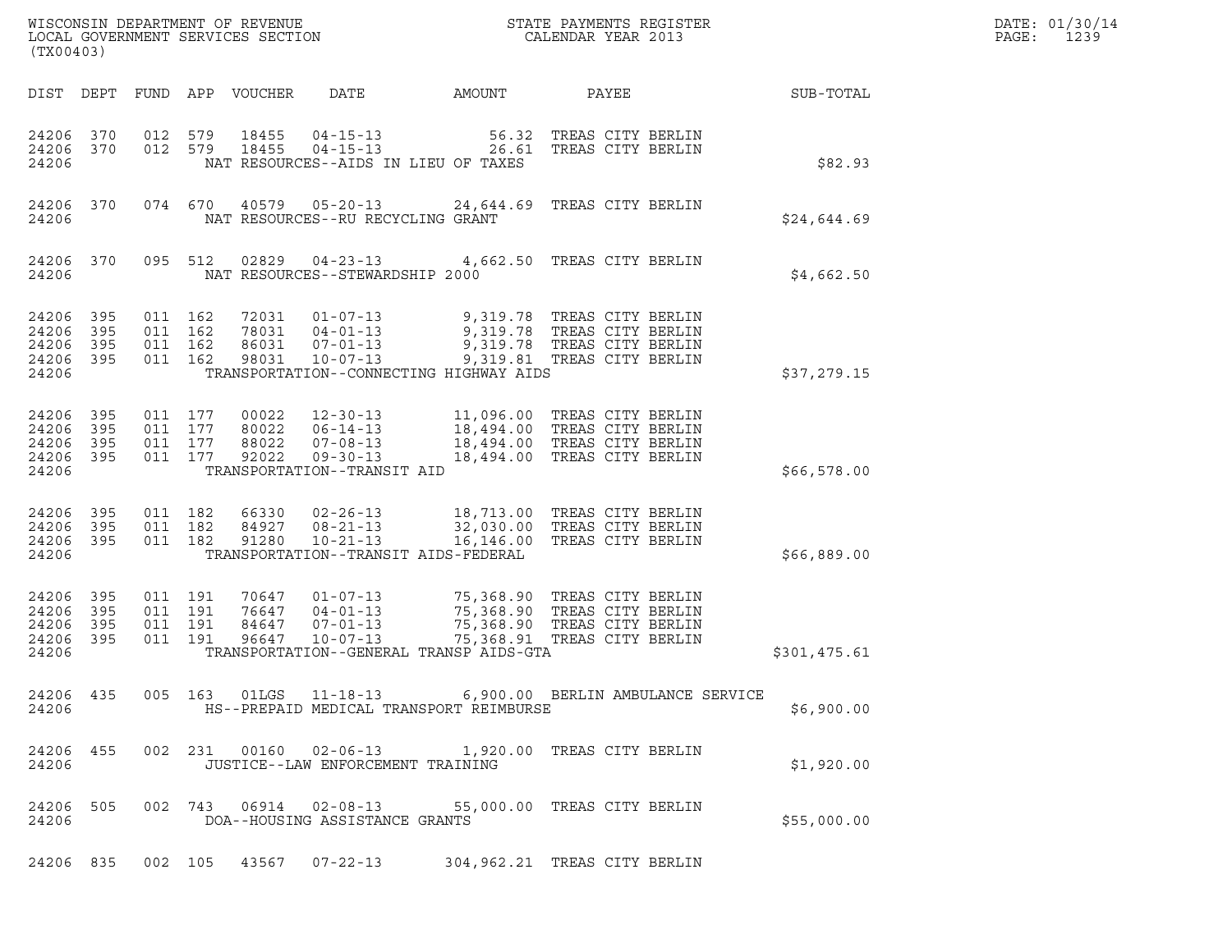WISCONSIN DEPARTMENT OF REVENUE
LOCAL GOVERNMENT SERVICES SECTION
(TX00403)

STATE PAYMENTS REGISTER
CALENDAR YEAR 2013

DATE: 01/30/14
PAGE: 1239

| DIST | DEPT | FUND | APP | VOUCHER | DATE | AMOUNT | PAYEE | SUB-TOTAL |
|---|---|---|---|---|---|---|---|---|
| 24206 | 370 | 012 | 579 | 18455 | 04-15-13 | 56.32 | TREAS CITY BERLIN | |
| 24206 | 370 | 012 | 579 | 18455 | 04-15-13 | 26.61 | TREAS CITY BERLIN | |
| 24206 | | | | NAT RESOURCES--AIDS IN LIEU OF TAXES | | | | $82.93 |
| 24206 | 370 | 074 | 670 | 40579 | 05-20-13 | 24,644.69 | TREAS CITY BERLIN | |
| 24206 | | | | NAT RESOURCES--RU RECYCLING GRANT | | | | $24,644.69 |
| 24206 | 370 | 095 | 512 | 02829 | 04-23-13 | 4,662.50 | TREAS CITY BERLIN | |
| 24206 | | | | NAT RESOURCES--STEWARDSHIP 2000 | | | | $4,662.50 |
| 24206 | 395 | 011 | 162 | 72031 | 01-07-13 | 9,319.78 | TREAS CITY BERLIN | |
| 24206 | 395 | 011 | 162 | 78031 | 04-01-13 | 9,319.78 | TREAS CITY BERLIN | |
| 24206 | 395 | 011 | 162 | 86031 | 07-01-13 | 9,319.78 | TREAS CITY BERLIN | |
| 24206 | 395 | 011 | 162 | 98031 | 10-07-13 | 9,319.81 | TREAS CITY BERLIN | |
| 24206 | | | | TRANSPORTATION--CONNECTING HIGHWAY AIDS | | | | $37,279.15 |
| 24206 | 395 | 011 | 177 | 00022 | 12-30-13 | 11,096.00 | TREAS CITY BERLIN | |
| 24206 | 395 | 011 | 177 | 80022 | 06-14-13 | 18,494.00 | TREAS CITY BERLIN | |
| 24206 | 395 | 011 | 177 | 88022 | 07-08-13 | 18,494.00 | TREAS CITY BERLIN | |
| 24206 | 395 | 011 | 177 | 92022 | 09-30-13 | 18,494.00 | TREAS CITY BERLIN | |
| 24206 | | | | TRANSPORTATION--TRANSIT AID | | | | $66,578.00 |
| 24206 | 395 | 011 | 182 | 66330 | 02-26-13 | 18,713.00 | TREAS CITY BERLIN | |
| 24206 | 395 | 011 | 182 | 84927 | 08-21-13 | 32,030.00 | TREAS CITY BERLIN | |
| 24206 | 395 | 011 | 182 | 91280 | 10-21-13 | 16,146.00 | TREAS CITY BERLIN | |
| 24206 | | | | TRANSPORTATION--TRANSIT AIDS-FEDERAL | | | | $66,889.00 |
| 24206 | 395 | 011 | 191 | 70647 | 01-07-13 | 75,368.90 | TREAS CITY BERLIN | |
| 24206 | 395 | 011 | 191 | 76647 | 04-01-13 | 75,368.90 | TREAS CITY BERLIN | |
| 24206 | 395 | 011 | 191 | 84647 | 07-01-13 | 75,368.90 | TREAS CITY BERLIN | |
| 24206 | 395 | 011 | 191 | 96647 | 10-07-13 | 75,368.91 | TREAS CITY BERLIN | |
| 24206 | | | | TRANSPORTATION--GENERAL TRANSP AIDS-GTA | | | | $301,475.61 |
| 24206 | 435 | 005 | 163 | 01LGS | 11-18-13 | 6,900.00 | BERLIN AMBULANCE SERVICE | |
| 24206 | | | | HS--PREPAID MEDICAL TRANSPORT REIMBURSE | | | | $6,900.00 |
| 24206 | 455 | 002 | 231 | 00160 | 02-06-13 | 1,920.00 | TREAS CITY BERLIN | |
| 24206 | | | | JUSTICE--LAW ENFORCEMENT TRAINING | | | | $1,920.00 |
| 24206 | 505 | 002 | 743 | 06914 | 02-08-13 | 55,000.00 | TREAS CITY BERLIN | |
| 24206 | | | | DOA--HOUSING ASSISTANCE GRANTS | | | | $55,000.00 |
| 24206 | 835 | 002 | 105 | 43567 | 07-22-13 | 304,962.21 | TREAS CITY BERLIN | |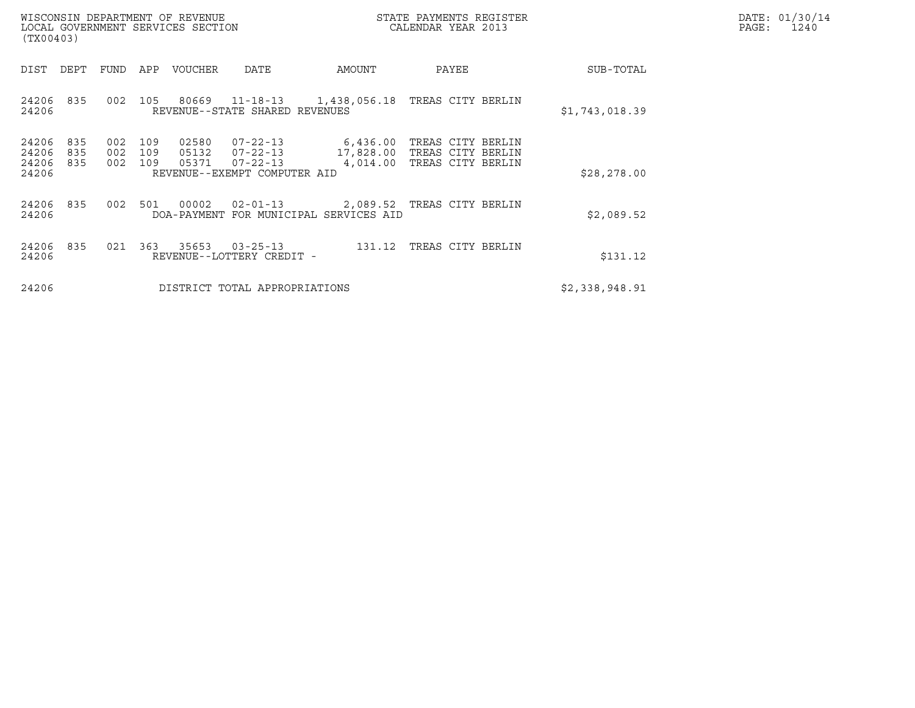| DIST | DEPT | FUND | APP | VOUCHER | DATE | AMOUNT | PAYEE | SUB-TOTAL |
|---|---|---|---|---|---|---|---|---|
| 24206 | 835 | 002 | 105 | 80669 | 11-18-13 | 1,438,056.18 | TREAS CITY BERLIN | |
| 24206 | | | | REVENUE--STATE SHARED REVENUES | | | | $1,743,018.39 |
| 24206 | 835 | 002 | 109 | 02580 | 07-22-13 | 6,436.00 | TREAS CITY BERLIN | |
| 24206 | 835 | 002 | 109 | 05132 | 07-22-13 | 17,828.00 | TREAS CITY BERLIN | |
| 24206 | 835 | 002 | 109 | 05371 | 07-22-13 | 4,014.00 | TREAS CITY BERLIN | |
| 24206 | | | | REVENUE--EXEMPT COMPUTER AID | | | | $28,278.00 |
| 24206 | 835 | 002 | 501 | 00002 | 02-01-13 | 2,089.52 | TREAS CITY BERLIN | |
| 24206 | | | | DOA-PAYMENT FOR MUNICIPAL SERVICES AID | | | | $2,089.52 |
| 24206 | 835 | 021 | 363 | 35653 | 03-25-13 | 131.12 | TREAS CITY BERLIN | |
| 24206 | | | | REVENUE--LOTTERY CREDIT - | | | | $131.12 |
| 24206 | | | | DISTRICT TOTAL APPROPRIATIONS | | | | $2,338,948.91 |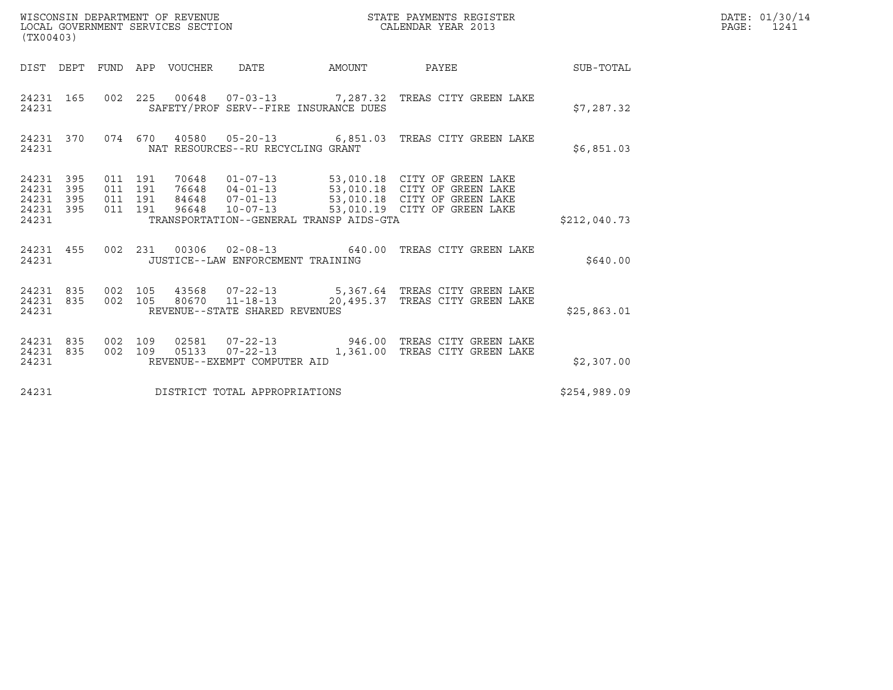WISCONSIN DEPARTMENT OF REVENUE
LOCAL GOVERNMENT SERVICES SECTION
(TX00403)

STATE PAYMENTS REGISTER
CALENDAR YEAR 2013

DATE: 01/30/14
PAGE: 1241

| DIST | DEPT | FUND | APP | VOUCHER | DATE | AMOUNT | PAYEE | SUB-TOTAL |
|---|---|---|---|---|---|---|---|---|
| 24231 | 165 | 002 | 225 | 00648 | 07-03-13 | 7,287.32 | TREAS CITY GREEN LAKE | |
| 24231 | | | | SAFETY/PROF SERV--FIRE INSURANCE DUES | | | | $7,287.32 |
| 24231 | 370 | 074 | 670 | 40580 | 05-20-13 | 6,851.03 | TREAS CITY GREEN LAKE | |
| 24231 | | | | NAT RESOURCES--RU RECYCLING GRANT | | | | $6,851.03 |
| 24231 | 395 | 011 | 191 | 70648 | 01-07-13 | 53,010.18 | CITY OF GREEN LAKE | |
| 24231 | 395 | 011 | 191 | 76648 | 04-01-13 | 53,010.18 | CITY OF GREEN LAKE | |
| 24231 | 395 | 011 | 191 | 84648 | 07-01-13 | 53,010.18 | CITY OF GREEN LAKE | |
| 24231 | 395 | 011 | 191 | 96648 | 10-07-13 | 53,010.19 | CITY OF GREEN LAKE | |
| 24231 | | | | TRANSPORTATION--GENERAL TRANSP AIDS-GTA | | | | $212,040.73 |
| 24231 | 455 | 002 | 231 | 00306 | 02-08-13 | 640.00 | TREAS CITY GREEN LAKE | |
| 24231 | | | | JUSTICE--LAW ENFORCEMENT TRAINING | | | | $640.00 |
| 24231 | 835 | 002 | 105 | 43568 | 07-22-13 | 5,367.64 | TREAS CITY GREEN LAKE | |
| 24231 | 835 | 002 | 105 | 80670 | 11-18-13 | 20,495.37 | TREAS CITY GREEN LAKE | |
| 24231 | | | | REVENUE--STATE SHARED REVENUES | | | | $25,863.01 |
| 24231 | 835 | 002 | 109 | 02581 | 07-22-13 | 946.00 | TREAS CITY GREEN LAKE | |
| 24231 | 835 | 002 | 109 | 05133 | 07-22-13 | 1,361.00 | TREAS CITY GREEN LAKE | |
| 24231 | | | | REVENUE--EXEMPT COMPUTER AID | | | | $2,307.00 |
| 24231 | | | | DISTRICT TOTAL APPROPRIATIONS | | | | $254,989.09 |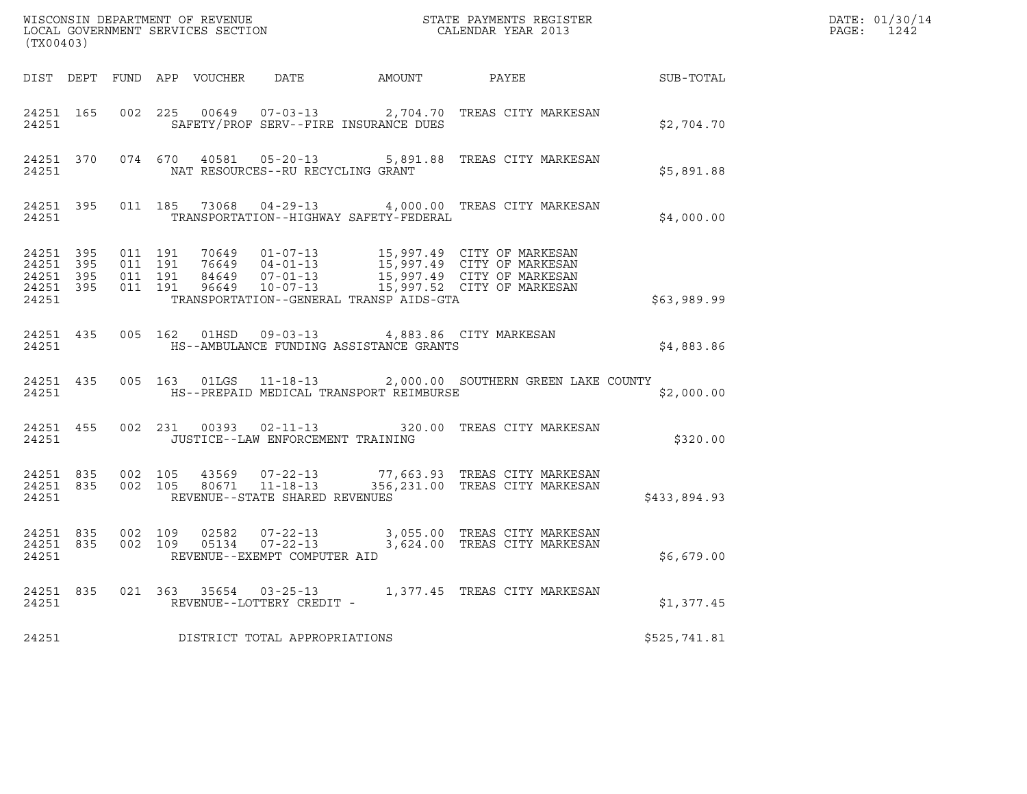WISCONSIN DEPARTMENT OF REVENUE
LOCAL GOVERNMENT SERVICES SECTION
(TX00403)

STATE PAYMENTS REGISTER
CALENDAR YEAR 2013

DATE: 01/30/14

| DIST | DEPT | FUND | APP | VOUCHER | DATE | AMOUNT | PAYEE | SUB-TOTAL |
|---|---|---|---|---|---|---|---|---|
| 24251 | 165 | 002 | 225 | 00649 | 07-03-13 | 2,704.70 | TREAS CITY MARKESAN | |
| 24251 | | | | SAFETY/PROF SERV--FIRE INSURANCE DUES | | | | $2,704.70 |
| 24251 | 370 | 074 | 670 | 40581 | 05-20-13 | 5,891.88 | TREAS CITY MARKESAN | |
| 24251 | | | | NAT RESOURCES--RU RECYCLING GRANT | | | | $5,891.88 |
| 24251 | 395 | 011 | 185 | 73068 | 04-29-13 | 4,000.00 | TREAS CITY MARKESAN | |
| 24251 | | | | TRANSPORTATION--HIGHWAY SAFETY-FEDERAL | | | | $4,000.00 |
| 24251 | 395 | 011 | 191 | 70649 | 01-07-13 | 15,997.49 | CITY OF MARKESAN | |
| 24251 | 395 | 011 | 191 | 76649 | 04-01-13 | 15,997.49 | CITY OF MARKESAN | |
| 24251 | 395 | 011 | 191 | 84649 | 07-01-13 | 15,997.49 | CITY OF MARKESAN | |
| 24251 | 395 | 011 | 191 | 96649 | 10-07-13 | 15,997.52 | CITY OF MARKESAN | |
| 24251 | | | | TRANSPORTATION--GENERAL TRANSP AIDS-GTA | | | | $63,989.99 |
| 24251 | 435 | 005 | 162 | 01HSD | 09-03-13 | 4,883.86 | CITY MARKESAN | |
| 24251 | | | | HS--AMBULANCE FUNDING ASSISTANCE GRANTS | | | | $4,883.86 |
| 24251 | 435 | 005 | 163 | 01LGS | 11-18-13 | 2,000.00 | SOUTHERN GREEN LAKE COUNTY | |
| 24251 | | | | HS--PREPAID MEDICAL TRANSPORT REIMBURSE | | | | $2,000.00 |
| 24251 | 455 | 002 | 231 | 00393 | 02-11-13 | 320.00 | TREAS CITY MARKESAN | |
| 24251 | | | | JUSTICE--LAW ENFORCEMENT TRAINING | | | | $320.00 |
| 24251 | 835 | 002 | 105 | 43569 | 07-22-13 | 77,663.93 | TREAS CITY MARKESAN | |
| 24251 | 835 | 002 | 105 | 80671 | 11-18-13 | 356,231.00 | TREAS CITY MARKESAN | |
| 24251 | | | | REVENUE--STATE SHARED REVENUES | | | | $433,894.93 |
| 24251 | 835 | 002 | 109 | 02582 | 07-22-13 | 3,055.00 | TREAS CITY MARKESAN | |
| 24251 | 835 | 002 | 109 | 05134 | 07-22-13 | 3,624.00 | TREAS CITY MARKESAN | |
| 24251 | | | | REVENUE--EXEMPT COMPUTER AID | | | | $6,679.00 |
| 24251 | 835 | 021 | 363 | 35654 | 03-25-13 | 1,377.45 | TREAS CITY MARKESAN | |
| 24251 | | | | REVENUE--LOTTERY CREDIT - | | | | $1,377.45 |
| 24251 | | | | DISTRICT TOTAL APPROPRIATIONS | | | | $525,741.81 |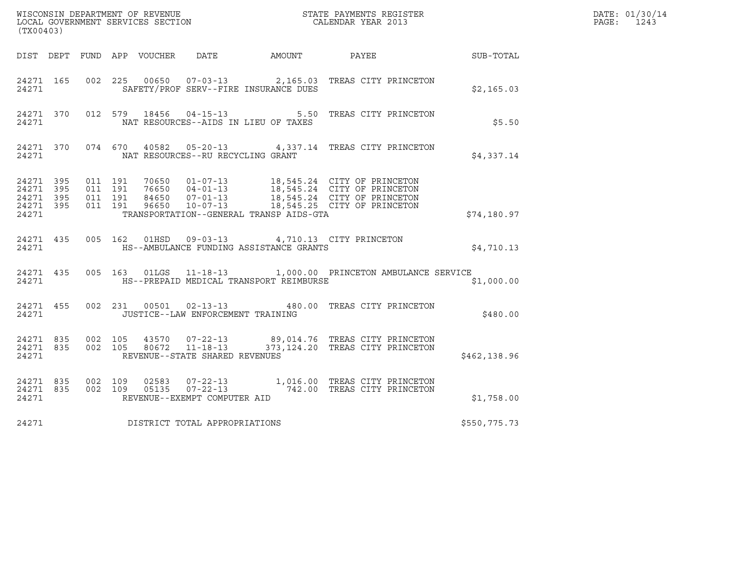WISCONSIN DEPARTMENT OF REVENUE
LOCAL GOVERNMENT SERVICES SECTION
(TX00403)

STATE PAYMENTS REGISTER
CALENDAR YEAR 2013

DATE: 01/30/14

| DIST | DEPT | FUND | APP | VOUCHER | DATE | AMOUNT | PAYEE | SUB-TOTAL |
|---|---|---|---|---|---|---|---|---|
| 24271 | 165 | 002 | 225 | 00650 | 07-03-13 | 2,165.03 | TREAS CITY PRINCETON | |
| 24271 | | | | | SAFETY/PROF SERV--FIRE INSURANCE DUES | | | $2,165.03 |
| 24271 | 370 | 012 | 579 | 18456 | 04-15-13 | 5.50 | TREAS CITY PRINCETON | |
| 24271 | | | | | NAT RESOURCES--AIDS IN LIEU OF TAXES | | | $5.50 |
| 24271 | 370 | 074 | 670 | 40582 | 05-20-13 | 4,337.14 | TREAS CITY PRINCETON | |
| 24271 | | | | | NAT RESOURCES--RU RECYCLING GRANT | | | $4,337.14 |
| 24271 | 395 | 011 | 191 | 70650 | 01-07-13 | 18,545.24 | CITY OF PRINCETON | |
| 24271 | 395 | 011 | 191 | 76650 | 04-01-13 | 18,545.24 | CITY OF PRINCETON | |
| 24271 | 395 | 011 | 191 | 84650 | 07-01-13 | 18,545.24 | CITY OF PRINCETON | |
| 24271 | 395 | 011 | 191 | 96650 | 10-07-13 | 18,545.25 | CITY OF PRINCETON | |
| 24271 | | | | | TRANSPORTATION--GENERAL TRANSP AIDS-GTA | | | $74,180.97 |
| 24271 | 435 | 005 | 162 | 01HSD | 09-03-13 | 4,710.13 | CITY PRINCETON | |
| 24271 | | | | | HS--AMBULANCE FUNDING ASSISTANCE GRANTS | | | $4,710.13 |
| 24271 | 435 | 005 | 163 | 01LGS | 11-18-13 | 1,000.00 | PRINCETON AMBULANCE SERVICE | |
| 24271 | | | | | HS--PREPAID MEDICAL TRANSPORT REIMBURSE | | | $1,000.00 |
| 24271 | 455 | 002 | 231 | 00501 | 02-13-13 | 480.00 | TREAS CITY PRINCETON | |
| 24271 | | | | | JUSTICE--LAW ENFORCEMENT TRAINING | | | $480.00 |
| 24271 | 835 | 002 | 105 | 43570 | 07-22-13 | 89,014.76 | TREAS CITY PRINCETON | |
| 24271 | 835 | 002 | 105 | 80672 | 11-18-13 | 373,124.20 | TREAS CITY PRINCETON | |
| 24271 | | | | | REVENUE--STATE SHARED REVENUES | | | $462,138.96 |
| 24271 | 835 | 002 | 109 | 02583 | 07-22-13 | 1,016.00 | TREAS CITY PRINCETON | |
| 24271 | 835 | 002 | 109 | 05135 | 07-22-13 | 742.00 | TREAS CITY PRINCETON | |
| 24271 | | | | | REVENUE--EXEMPT COMPUTER AID | | | $1,758.00 |
| 24271 | | | | | DISTRICT TOTAL APPROPRIATIONS | | | $550,775.73 |